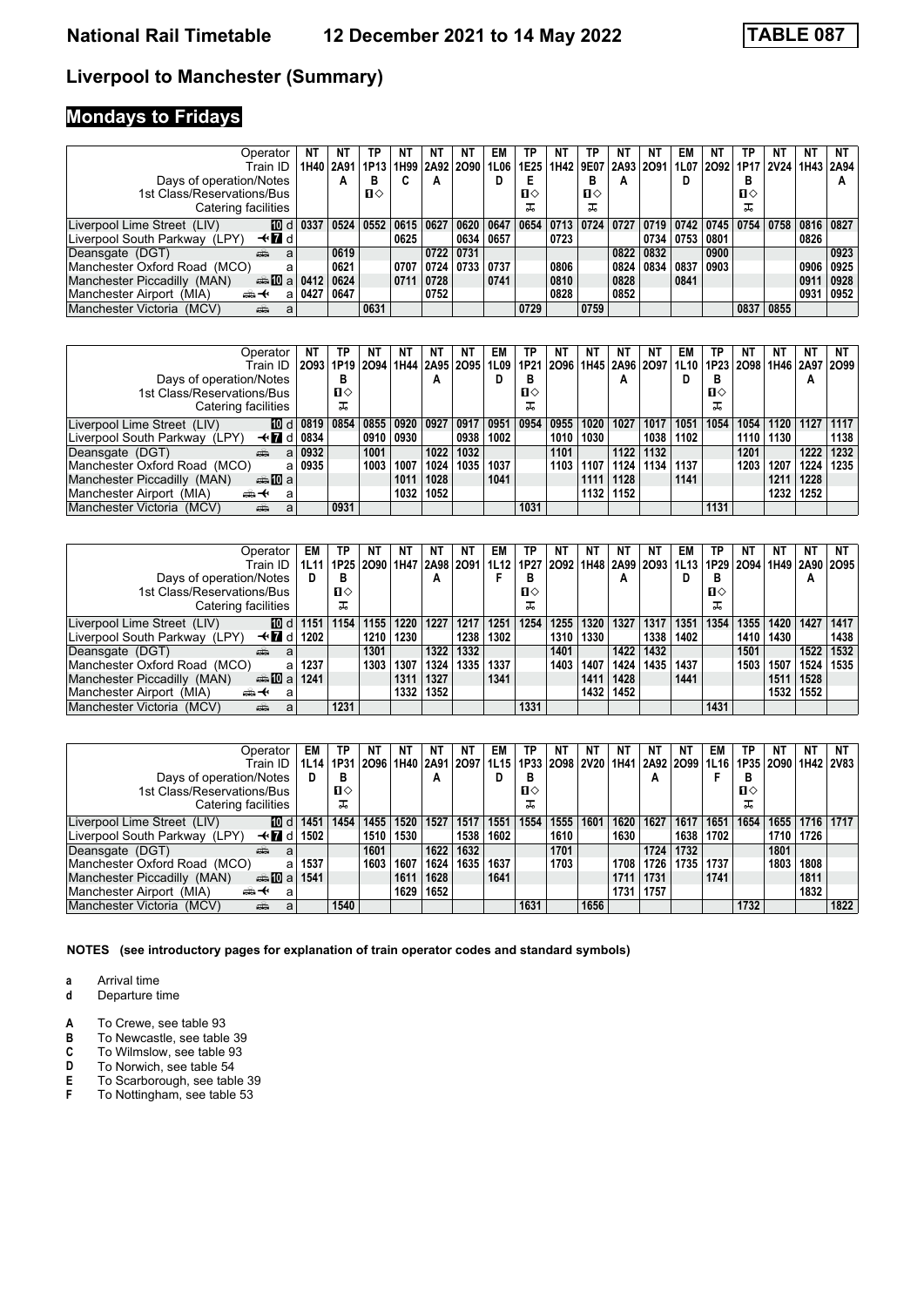# National Rail Timetable 12 December 2021 to 14 May 2022 TABLE 087

## Liverpool to Manchester (Summary)

## Mondays to Fridays

| Operator | | NT | NT | TP | NT | NT | NT | EM | TP | NT | TP | NT | NT | EM | NT | TP | NT | NT | NT |
|---|---|---|---|---|---|---|---|---|---|---|---|---|---|---|---|---|---|---|---|
| Train ID | | 1H40 | 2A91 | 1P13 | 1H99 | 2A92 | 2O90 | 1L06 | 1E25 | 1H42 | 9E07 | 2A93 | 2O91 | 1L07 | 2O92 | 1P17 | 2V24 | 1H43 | 2A94 |
| Days of operation/Notes | | | A | B | C | A | | D | E | | B | A | | D | | B | | | A |
| 1st Class/Reservations/Bus | | | | ■◇ | | | | | ■◇ | | ■◇ | | | | | ■◇ | | | |
| Catering facilities | | | | | | | | | ⚌ | | ⚌ | | | | | ⚌ | | | |
| Liverpool Lime Street (LIV) | 10 d | 0337 | 0524 | 0552 | 0615 | 0627 | 0620 | 0647 | 0654 | 0713 | 0724 | 0727 | 0719 | 0742 | 0745 | 0754 | 0758 | 0816 | 0827 |
| Liverpool South Parkway (LPY) | ✈7 d | | | | 0625 | | 0634 | 0657 | | 0723 | | | 0734 | 0753 | 0801 | | | 0826 | |
| Deansgate (DGT) | 🚋 a | | 0619 | | | 0722 | 0731 | | | | | 0822 | 0832 | | 0900 | | | | 0923 |
| Manchester Oxford Road (MCO) | a | | 0621 | | 0707 | 0724 | 0733 | 0737 | | 0806 | | 0824 | 0834 | 0837 | 0903 | | | 0906 | 0925 |
| Manchester Piccadilly (MAN) | 🚋10 a | 0412 | 0624 | | 0711 | 0728 | | 0741 | | 0810 | | 0828 | | 0841 | | | | 0911 | 0928 |
| Manchester Airport (MIA) | 🚋✈ a | 0427 | 0647 | | | 0752 | | | | 0828 | | 0852 | | | | | | 0931 | 0952 |
| Manchester Victoria (MCV) | 🚋 a | | | 0631 | | | | | 0729 | | 0759 | | | | | 0837 | 0855 | | |

| Operator | | NT | TP | NT | NT | NT | NT | EM | TP | NT | NT | NT | NT | EM | TP | NT | NT | NT | NT |
|---|---|---|---|---|---|---|---|---|---|---|---|---|---|---|---|---|---|---|---|
| Train ID | | 2O93 | 1P19 | 2O94 | 1H44 | 2A95 | 2O95 | 1L09 | 1P21 | 2O96 | 1H45 | 2A96 | 2O97 | 1L10 | 1P23 | 2O98 | 1H46 | 2A97 | 2O99 |
| Days of operation/Notes | | | B | | | A | | D | B | | | A | | D | B | | | A | |
| 1st Class/Reservations/Bus | | | ■◇ | | | | | | ■◇ | | | | | | ■◇ | | | | |
| Catering facilities | | | ⚌ | | | | | | ⚌ | | | | | | ⚌ | | | | |
| Liverpool Lime Street (LIV) | 10 d | 0819 | 0854 | 0855 | 0920 | 0927 | 0917 | 0951 | 0954 | 0955 | 1020 | 1027 | 1017 | 1051 | 1054 | 1054 | 1120 | 1127 | 1117 |
| Liverpool South Parkway (LPY) | ✈7 d | 0834 | | 0910 | 0930 | | 0938 | 1002 | | 1010 | 1030 | | 1038 | 1102 | | 1110 | 1130 | | 1138 |
| Deansgate (DGT) | 🚋 a | 0932 | | 1001 | | 1022 | 1032 | | | 1101 | | 1122 | 1132 | | | 1201 | | 1222 | 1232 |
| Manchester Oxford Road (MCO) | a | 0935 | | 1003 | 1007 | 1024 | 1035 | 1037 | | 1103 | 1107 | 1124 | 1134 | 1137 | | 1203 | 1207 | 1224 | 1235 |
| Manchester Piccadilly (MAN) | 🚋10 a | | | | 1011 | 1028 | | 1041 | | | 1111 | 1128 | | 1141 | | | 1211 | 1228 | |
| Manchester Airport (MIA) | 🚋✈ a | | | | 1032 | 1052 | | | | | 1132 | 1152 | | | | | 1232 | 1252 | |
| Manchester Victoria (MCV) | 🚋 a | | 0931 | | | | | | 1031 | | | | | | 1131 | | | | |

| Operator | | EM | TP | NT | NT | NT | NT | EM | TP | NT | NT | NT | NT | EM | TP | NT | NT | NT | NT |
|---|---|---|---|---|---|---|---|---|---|---|---|---|---|---|---|---|---|---|---|
| Train ID | | 1L11 | 1P25 | 2O90 | 1H47 | 2A98 | 2O91 | 1L12 | 1P27 | 2O92 | 1H48 | 2A99 | 2O93 | 1L13 | 1P29 | 2O94 | 1H49 | 2A90 | 2O95 |
| Days of operation/Notes | | D | B | | | A | | F | B | | | A | | D | B | | | A | |
| 1st Class/Reservations/Bus | | | ■◇ | | | | | | ■◇ | | | | | | ■◇ | | | | |
| Catering facilities | | | ⚌ | | | | | | ⚌ | | | | | | ⚌ | | | | |
| Liverpool Lime Street (LIV) | 10 d | 1151 | 1154 | 1155 | 1220 | 1227 | 1217 | 1251 | 1254 | 1255 | 1320 | 1327 | 1317 | 1351 | 1354 | 1355 | 1420 | 1427 | 1417 |
| Liverpool South Parkway (LPY) | ✈7 d | 1202 | | 1210 | 1230 | | 1238 | 1302 | | 1310 | 1330 | | 1338 | 1402 | | 1410 | 1430 | | 1438 |
| Deansgate (DGT) | 🚋 a | | | 1301 | | 1322 | 1332 | | | 1401 | | 1422 | 1432 | | | 1501 | | 1522 | 1532 |
| Manchester Oxford Road (MCO) | a | 1237 | | 1303 | 1307 | 1324 | 1335 | 1337 | | 1403 | 1407 | 1424 | 1435 | 1437 | | 1503 | 1507 | 1524 | 1535 |
| Manchester Piccadilly (MAN) | 🚋10 a | 1241 | | | 1311 | 1327 | | 1341 | | | 1411 | 1428 | | 1441 | | | 1511 | 1528 | |
| Manchester Airport (MIA) | 🚋✈ a | | | | 1332 | 1352 | | | | | 1432 | 1452 | | | | | 1532 | 1552 | |
| Manchester Victoria (MCV) | 🚋 a | | 1231 | | | | | | 1331 | | | | | | 1431 | | | | |

| Operator | | EM | TP | NT | NT | NT | NT | EM | TP | NT | NT | NT | NT | NT | EM | TP | NT | NT | NT |
|---|---|---|---|---|---|---|---|---|---|---|---|---|---|---|---|---|---|---|---|
| Train ID | | 1L14 | 1P31 | 2O96 | 1H40 | 2A91 | 2O97 | 1L15 | 1P33 | 2O98 | 2V20 | 1H41 | 2A92 | 2O99 | 1L16 | 1P35 | 2O90 | 1H42 | 2V83 |
| Days of operation/Notes | | D | B | | | A | | D | B | | | | A | | F | B | | | |
| 1st Class/Reservations/Bus | | | ■◇ | | | | | | ■◇ | | | | | | | ■◇ | | | |
| Catering facilities | | | ⚌ | | | | | | ⚌ | | | | | | | ⚌ | | | |
| Liverpool Lime Street (LIV) | 10 d | 1451 | 1454 | 1455 | 1520 | 1527 | 1517 | 1551 | 1554 | 1555 | 1601 | 1620 | 1627 | 1617 | 1651 | 1654 | 1655 | 1716 | 1717 |
| Liverpool South Parkway (LPY) | ✈7 d | 1502 | | 1510 | 1530 | | 1538 | 1602 | | 1610 | | 1630 | | 1638 | 1702 | | 1710 | 1726 | |
| Deansgate (DGT) | 🚋 a | | | 1601 | | 1622 | 1632 | | | 1701 | | | 1724 | 1732 | | | 1801 | | |
| Manchester Oxford Road (MCO) | a | 1537 | | 1603 | 1607 | 1624 | 1635 | 1637 | | 1703 | | 1708 | 1726 | 1735 | 1737 | | 1803 | 1808 | |
| Manchester Piccadilly (MAN) | 🚋10 a | 1541 | | | 1611 | 1628 | | 1641 | | | | 1711 | 1731 | | 1741 | | | 1811 | |
| Manchester Airport (MIA) | 🚋✈ a | | | | 1629 | 1652 | | | | | | 1731 | 1757 | | | | | 1832 | |
| Manchester Victoria (MCV) | 🚋 a | | 1540 | | | | | | 1631 | | 1656 | | | | | 1732 | | | 1822 |

**NOTES (see introductory pages for explanation of train operator codes and standard symbols)**

**a** Arrival time
**d** Departure time

**A** To Crewe, see table 93
**B** To Newcastle, see table 39
**C** To Wilmslow, see table 93
**D** To Norwich, see table 54
**E** To Scarborough, see table 39
**F** To Nottingham, see table 53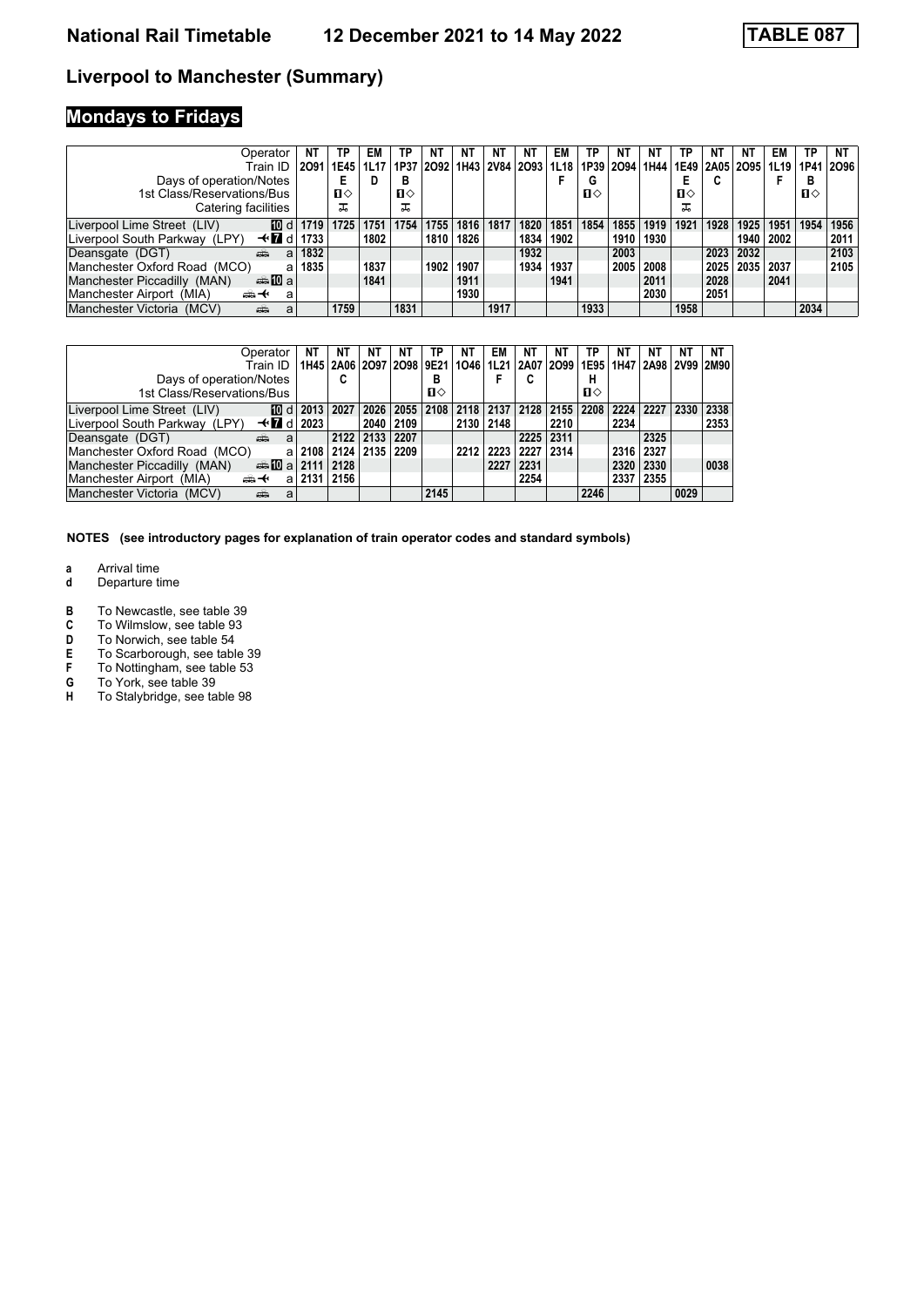# National Rail Timetable 12 December 2021 to 14 May 2022

**TABLE 087**

## Liverpool to Manchester (Summary)

## Mondays to Fridays

| Operator | | NT | TP | EM | TP | NT | NT | NT | NT | EM | TP | NT | NT | TP | NT | NT | EM | TP | NT |
|---|---|---|---|---|---|---|---|---|---|---|---|---|---|---|---|---|---|---|---|
| Train ID | | 2O91 | 1E45 | 1L17 | 1P37 | 2O92 | 1H43 | 2V84 | 2O93 | 1L18 | 1P39 | 2O94 | 1H44 | 1E49 | 2A05 | 2O95 | 1L19 | 1P41 | 2O96 |
| Days of operation/Notes | | | E | D | B | | | | | F | G | | | E | C | | F | B | |
| 1st Class/Reservations/Bus | | | 1◇ | | 1◇ | | | | | | 1◇ | | | 1◇ | | | | 1◇ | |
| Catering facilities | | | ☕ | | ☕ | | | | | | | | | ☕ | | | | | |
| Liverpool Lime Street (LIV) | 10 d | 1719 | 1725 | 1751 | 1754 | 1755 | 1816 | 1817 | 1820 | 1851 | 1854 | 1855 | 1919 | 1921 | 1928 | 1925 | 1951 | 1954 | 1956 |
| Liverpool South Parkway (LPY) | ✈ 7 d | 1733 | | 1802 | | 1810 | 1826 | | 1834 | 1902 | | 1910 | 1930 | | | 1940 | 2002 | | 2011 |
| Deansgate (DGT) | 🚌 a | 1832 | | | | | | | 1932 | | | 2003 | | | 2023 | 2032 | | | 2103 |
| Manchester Oxford Road (MCO) | a | 1835 | | 1837 | | 1902 | 1907 | | 1934 | 1937 | | 2005 | 2008 | | 2025 | 2035 | 2037 | | 2105 |
| Manchester Piccadilly (MAN) | 🚌 10 a | | | 1841 | | | 1911 | | | 1941 | | | 2011 | | 2028 | | 2041 | | |
| Manchester Airport (MIA) | 🚌 ✈ a | | | | | | 1930 | | | | | | 2030 | | 2051 | | | | |
| Manchester Victoria (MCV) | 🚌 a | | 1759 | | 1831 | | | 1917 | | | 1933 | | | 1958 | | | | 2034 | |

| Operator | | NT | NT | NT | NT | TP | NT | EM | NT | NT | TP | NT | NT | NT | NT |
|---|---|---|---|---|---|---|---|---|---|---|---|---|---|---|---|
| Train ID | | 1H45 | 2A06 | 2O97 | 2O98 | 9E21 | 1O46 | 1L21 | 2A07 | 2O99 | 1E95 | 1H47 | 2A98 | 2V99 | 2M90 |
| Days of operation/Notes | | | C | | | B | | F | C | | H | | | | |
| 1st Class/Reservations/Bus | | | | | | 1◇ | | | | | 1◇ | | | | |
| Liverpool Lime Street (LIV) | 10 d | 2013 | 2027 | 2026 | 2055 | 2108 | 2118 | 2137 | 2128 | 2155 | 2208 | 2224 | 2227 | 2330 | 2338 |
| Liverpool South Parkway (LPY) | ✈ 7 d | 2023 | | 2040 | 2109 | | 2130 | 2148 | | 2210 | | 2234 | | | 2353 |
| Deansgate (DGT) | 🚌 a | | 2122 | 2133 | 2207 | | | | 2225 | 2311 | | | 2325 | | |
| Manchester Oxford Road (MCO) | a | 2108 | 2124 | 2135 | 2209 | | 2212 | 2223 | 2227 | 2314 | | 2316 | 2327 | | |
| Manchester Piccadilly (MAN) | 🚌 10 a | 2111 | 2128 | | | | | 2227 | 2231 | | | 2320 | 2330 | | 0038 |
| Manchester Airport (MIA) | 🚌 ✈ a | 2131 | 2156 | | | | | | 2254 | | | 2337 | 2355 | | |
| Manchester Victoria (MCV) | 🚌 a | | | | | 2145 | | | | | 2246 | | | 0029 | |

**NOTES (see introductory pages for explanation of train operator codes and standard symbols)**

- **a** Arrival time
- **d** Departure time

- **B** To Newcastle, see table 39
- **C** To Wilmslow, see table 93
- **D** To Norwich, see table 54
- **E** To Scarborough, see table 39
- **F** To Nottingham, see table 53
- **G** To York, see table 39
- **H** To Stalybridge, see table 98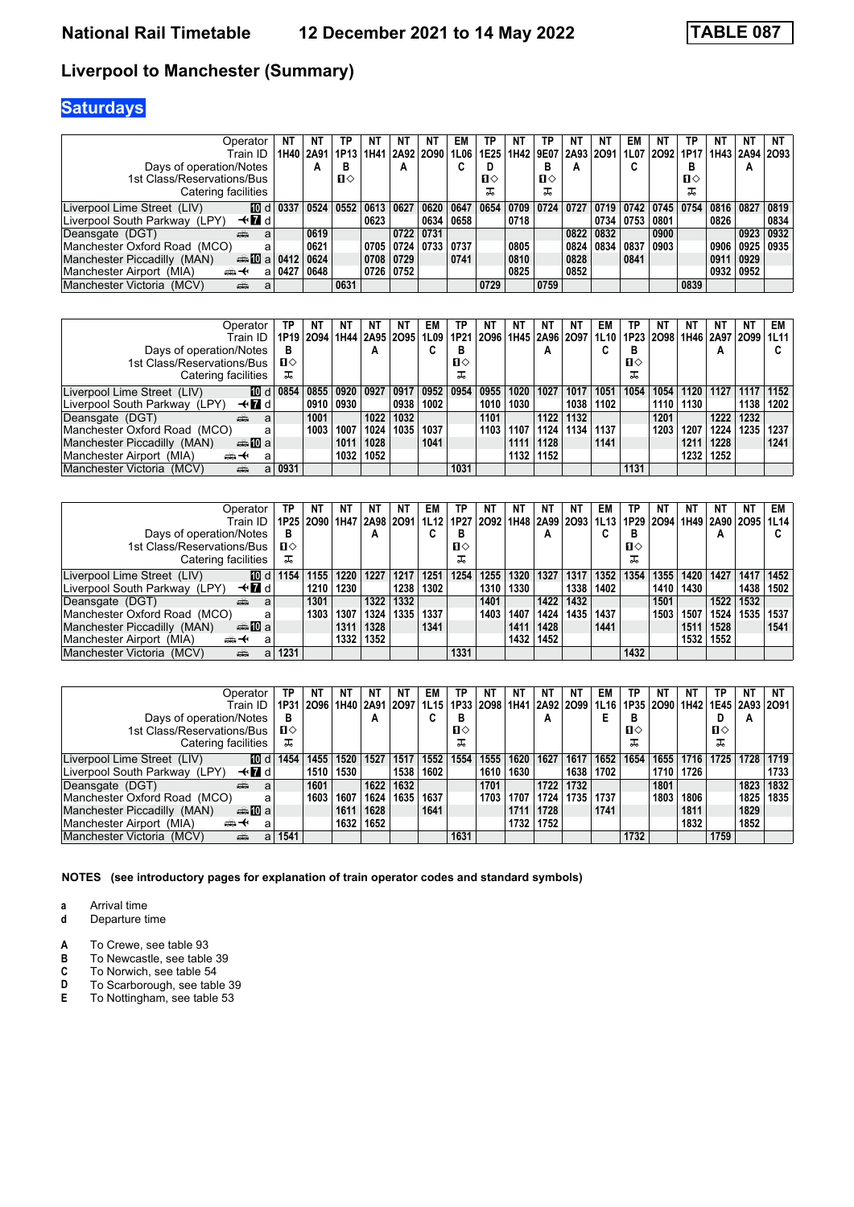# National Rail Timetable — 12 December 2021 to 14 May 2022 — TABLE 087

## Liverpool to Manchester (Summary)

## Saturdays

| Operator | | NT | NT | TP | NT | NT | NT | EM | TP | NT | TP | NT | NT | EM | NT | TP | NT | NT | NT |
|---|---|---|---|---|---|---|---|---|---|---|---|---|---|---|---|---|---|---|---|
| Train ID | | 1H40 | 2A91 | 1P13 | 1H41 | 2A92 | 2O90 | 1L06 | 1E25 | 1H42 | 9E07 | 2A93 | 2O91 | 1L07 | 2O92 | 1P17 | 1H43 | 2A94 | 2O93 |
| Days of operation/Notes | | | A | B | | A | | C | D | | B | A | | C | | B | | A | |
| 1st Class/Reservations/Bus | | | | ■◇ | | | | | ■◇ | | ■◇ | | | | | ■◇ | | | |
| Catering facilities | | | | | | | | | 🍴 | | 🍴 | | | | | 🍴 | | | |
| Liverpool Lime Street (LIV) | 10 d | 0337 | 0524 | 0552 | 0613 | 0627 | 0620 | 0647 | 0654 | 0709 | 0724 | 0727 | 0719 | 0742 | 0745 | 0754 | 0816 | 0827 | 0819 |
| Liverpool South Parkway (LPY) | ✈ 7 d | | | | 0623 | | 0634 | 0658 | | 0718 | | | 0734 | 0753 | 0801 | | 0826 | | 0834 |
| Deansgate (DGT) | 🚌 a | | 0619 | | | 0722 | 0731 | | | | | 0822 | 0832 | | 0900 | | | 0923 | 0932 |
| Manchester Oxford Road (MCO) | a | | 0621 | | 0705 | 0724 | 0733 | 0737 | | 0805 | | 0824 | 0834 | 0837 | 0903 | | 0906 | 0925 | 0935 |
| Manchester Piccadilly (MAN) | 🚌 10 a | 0412 | 0624 | | 0708 | 0729 | | 0741 | | 0810 | | 0828 | | 0841 | | | 0911 | 0929 | |
| Manchester Airport (MIA) | 🚌 ✈ a | 0427 | 0648 | | 0726 | 0752 | | | | 0825 | | 0852 | | | | | 0932 | 0952 | |
| Manchester Victoria (MCV) | 🚌 a | | | 0631 | | | | | 0729 | | 0759 | | | | | 0839 | | | |

| Operator | | TP | NT | NT | NT | NT | EM | TP | NT | NT | NT | NT | EM | TP | NT | NT | NT | NT | EM |
|---|---|---|---|---|---|---|---|---|---|---|---|---|---|---|---|---|---|---|---|
| Train ID | | 1P19 | 2O94 | 1H44 | 2A95 | 2O95 | 1L09 | 1P21 | 2O96 | 1H45 | 2A96 | 2O97 | 1L10 | 1P23 | 2O98 | 1H46 | 2A97 | 2O99 | 1L11 |
| Days of operation/Notes | | B | | | A | | C | B | | | A | | C | B | | | A | | C |
| 1st Class/Reservations/Bus | | ■◇ | | | | | | ■◇ | | | | | | ■◇ | | | | | |
| Catering facilities | | 🍴 | | | | | | 🍴 | | | | | | 🍴 | | | | | |
| Liverpool Lime Street (LIV) | 10 d | 0854 | 0855 | 0920 | 0927 | 0917 | 0952 | 0954 | 0955 | 1020 | 1027 | 1017 | 1051 | 1054 | 1054 | 1120 | 1127 | 1117 | 1152 |
| Liverpool South Parkway (LPY) | ✈ 7 d | | 0910 | 0930 | | 0938 | 1002 | | 1010 | 1030 | | 1038 | 1102 | | 1110 | 1130 | | 1138 | 1202 |
| Deansgate (DGT) | 🚌 a | | 1001 | | 1022 | 1032 | | | 1101 | | 1122 | 1132 | | | 1201 | | 1222 | 1232 | |
| Manchester Oxford Road (MCO) | a | | 1003 | 1007 | 1024 | 1035 | 1037 | | 1103 | 1107 | 1124 | 1134 | 1137 | | 1203 | 1207 | 1224 | 1235 | 1237 |
| Manchester Piccadilly (MAN) | 🚌 10 a | | | 1011 | 1028 | | 1041 | | | 1111 | 1128 | | 1141 | | | 1211 | 1228 | | 1241 |
| Manchester Airport (MIA) | 🚌 ✈ a | | | 1032 | 1052 | | | | | 1132 | 1152 | | | | | 1232 | 1252 | | |
| Manchester Victoria (MCV) | 🚌 a | 0931 | | | | | | 1031 | | | | | | 1131 | | | | | |

| Operator | | TP | NT | NT | NT | NT | EM | TP | NT | NT | NT | NT | EM | TP | NT | NT | NT | NT | EM |
|---|---|---|---|---|---|---|---|---|---|---|---|---|---|---|---|---|---|---|---|
| Train ID | | 1P25 | 2O90 | 1H47 | 2A98 | 2O91 | 1L12 | 1P27 | 2O92 | 1H48 | 2A99 | 2O93 | 1L13 | 1P29 | 2O94 | 1H49 | 2A90 | 2O95 | 1L14 |
| Days of operation/Notes | | B | | | A | | C | B | | | A | | C | B | | | A | | C |
| 1st Class/Reservations/Bus | | ■◇ | | | | | | ■◇ | | | | | | ■◇ | | | | | |
| Catering facilities | | 🍴 | | | | | | 🍴 | | | | | | 🍴 | | | | | |
| Liverpool Lime Street (LIV) | 10 d | 1154 | 1155 | 1220 | 1227 | 1217 | 1251 | 1254 | 1255 | 1320 | 1327 | 1317 | 1352 | 1354 | 1355 | 1420 | 1427 | 1417 | 1452 |
| Liverpool South Parkway (LPY) | ✈ 7 d | | 1210 | 1230 | | 1238 | 1302 | | 1310 | 1330 | | 1338 | 1402 | | 1410 | 1430 | | 1438 | 1502 |
| Deansgate (DGT) | 🚌 a | | 1301 | | 1322 | 1332 | | | 1401 | | 1422 | 1432 | | | 1501 | | 1522 | 1532 | |
| Manchester Oxford Road (MCO) | a | | 1303 | 1307 | 1324 | 1335 | 1337 | | 1403 | 1407 | 1424 | 1435 | 1437 | | 1503 | 1507 | 1524 | 1535 | 1537 |
| Manchester Piccadilly (MAN) | 🚌 10 a | | | 1311 | 1328 | | 1341 | | | 1411 | 1428 | | 1441 | | | 1511 | 1528 | | 1541 |
| Manchester Airport (MIA) | 🚌 ✈ a | | | 1332 | 1352 | | | | | 1432 | 1452 | | | | | 1532 | 1552 | | |
| Manchester Victoria (MCV) | 🚌 a | 1231 | | | | | | 1331 | | | | | | 1432 | | | | | |

| Operator | | TP | NT | NT | NT | NT | EM | TP | NT | NT | NT | NT | EM | TP | NT | NT | TP | NT | NT |
|---|---|---|---|---|---|---|---|---|---|---|---|---|---|---|---|---|---|---|---|
| Train ID | | 1P31 | 2O96 | 1H40 | 2A91 | 2O97 | 1L15 | 1P33 | 2O98 | 1H41 | 2A92 | 2O99 | 1L16 | 1P35 | 2O90 | 1H42 | 1E45 | 2A93 | 2O91 |
| Days of operation/Notes | | B | | | A | | C | B | | | A | | E | B | | | D | A | |
| 1st Class/Reservations/Bus | | ■◇ | | | | | | ■◇ | | | | | | ■◇ | | | ■◇ | | |
| Catering facilities | | 🍴 | | | | | | 🍴 | | | | | | 🍴 | | | 🍴 | | |
| Liverpool Lime Street (LIV) | 10 d | 1454 | 1455 | 1520 | 1527 | 1517 | 1552 | 1554 | 1555 | 1620 | 1627 | 1617 | 1652 | 1654 | 1655 | 1716 | 1725 | 1728 | 1719 |
| Liverpool South Parkway (LPY) | ✈ 7 d | | 1510 | 1530 | | 1538 | 1602 | | 1610 | 1630 | | 1638 | 1702 | | 1710 | 1726 | | | 1733 |
| Deansgate (DGT) | 🚌 a | | 1601 | | 1622 | 1632 | | | 1701 | | 1722 | 1732 | | | 1801 | | | 1823 | 1832 |
| Manchester Oxford Road (MCO) | a | | 1603 | 1607 | 1624 | 1635 | 1637 | | 1703 | 1707 | 1724 | 1735 | 1737 | | 1803 | 1806 | | 1825 | 1835 |
| Manchester Piccadilly (MAN) | 🚌 10 a | | | 1611 | 1628 | | 1641 | | | 1711 | 1728 | | 1741 | | | 1811 | | 1829 | |
| Manchester Airport (MIA) | 🚌 ✈ a | | | 1632 | 1652 | | | | | 1732 | 1752 | | | | | 1832 | | 1852 | |
| Manchester Victoria (MCV) | 🚌 a | 1541 | | | | | | 1631 | | | | | | 1732 | | | 1759 | | |

**NOTES (see introductory pages for explanation of train operator codes and standard symbols)**

- **a** Arrival time
- **d** Departure time

- **A** To Crewe, see table 93
- **B** To Newcastle, see table 39
- **C** To Norwich, see table 54
- **D** To Scarborough, see table 39
- **E** To Nottingham, see table 53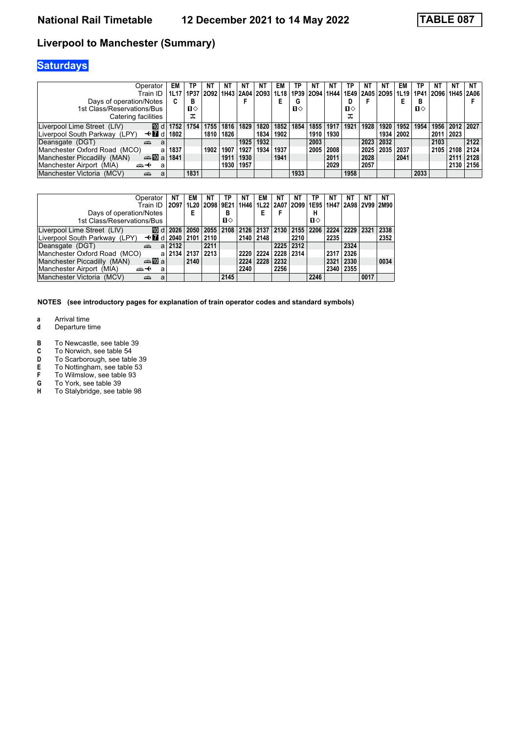# National Rail Timetable 12 December 2021 to 14 May 2022 TABLE 087

## Liverpool to Manchester (Summary)

## Saturdays

| Operator | | | EM | TP | NT | NT | NT | NT | EM | TP | NT | NT | TP | NT | NT | EM | TP | NT | NT | NT |
|---|---|---|---|---|---|---|---|---|---|---|---|---|---|---|---|---|---|---|---|---|
| Train ID | | | 1L17 | 1P37 | 2O92 | 1H43 | 2A04 | 2O93 | 1L18 | 1P39 | 2O94 | 1H44 | 1E49 | 2A05 | 2O95 | 1L19 | 1P41 | 2O96 | 1H45 | 2A06 |
| Days of operation/Notes | | | C | B | | | F | | E | G | | | D | F | | E | B | | | F |
| 1st Class/Reservations/Bus | | | | ■◇ | | | | | | ■◇ | | | ■◇ | | | | ■◇ | | | |
| Catering facilities | | | | ⚹ | | | | | | | | | ⚹ | | | | | | | |
| Liverpool Lime Street (LIV) | 10 | d | 1752 | 1754 | 1755 | 1816 | 1829 | 1820 | 1852 | 1854 | 1855 | 1917 | 1921 | 1928 | 1920 | 1952 | 1954 | 1956 | 2012 | 2027 |
| Liverpool South Parkway (LPY) | ✈ 7 | d | 1802 | | 1810 | 1826 | | 1834 | 1902 | | 1910 | 1930 | | | 1934 | 2002 | | 2011 | 2023 | |
| Deansgate (DGT) | 🚌 | a | | | | | 1925 | 1932 | | | 2003 | | | 2023 | 2032 | | | 2103 | | 2122 |
| Manchester Oxford Road (MCO) | | a | 1837 | | 1902 | 1907 | 1927 | 1934 | 1937 | | 2005 | 2008 | | 2025 | 2035 | 2037 | | 2105 | 2108 | 2124 |
| Manchester Piccadilly (MAN) | 🚌 10 | a | 1841 | | | 1911 | 1930 | | 1941 | | | 2011 | | 2028 | | 2041 | | | 2111 | 2128 |
| Manchester Airport (MIA) | 🚌 ✈ | a | | | | 1930 | 1957 | | | | | 2029 | | 2057 | | | | | 2130 | 2156 |
| Manchester Victoria (MCV) | 🚌 | a | | 1831 | | | | | | 1933 | | | 1958 | | | | 2033 | | | |

| Operator | | | NT | EM | NT | TP | NT | EM | NT | NT | TP | NT | NT | NT | NT |
|---|---|---|---|---|---|---|---|---|---|---|---|---|---|---|---|
| Train ID | | | 2O97 | 1L20 | 2O98 | 9E21 | 1H46 | 1L22 | 2A07 | 2O99 | 1E95 | 1H47 | 2A98 | 2V99 | 2M90 |
| Days of operation/Notes | | | | E | | B | | E | F | | H | | | | |
| 1st Class/Reservations/Bus | | | | | | ■◇ | | | | | ■◇ | | | | |
| Liverpool Lime Street (LIV) | 10 | d | 2026 | 2050 | 2055 | 2108 | 2126 | 2137 | 2130 | 2155 | 2206 | 2224 | 2229 | 2321 | 2338 |
| Liverpool South Parkway (LPY) | ✈ 7 | d | 2040 | 2101 | 2110 | | 2140 | 2148 | | 2210 | | 2235 | | | 2352 |
| Deansgate (DGT) | 🚌 | a | 2132 | | 2211 | | | | 2225 | 2312 | | | 2324 | | |
| Manchester Oxford Road (MCO) | | a | 2134 | 2137 | 2213 | | 2220 | 2224 | 2228 | 2314 | | 2317 | 2326 | | |
| Manchester Piccadilly (MAN) | 🚌 10 | a | | 2140 | | | 2224 | 2228 | 2232 | | | 2321 | 2330 | | 0034 |
| Manchester Airport (MIA) | 🚌 ✈ | a | | | | | 2240 | | 2256 | | | 2340 | 2355 | | |
| Manchester Victoria (MCV) | 🚌 | a | | | | 2145 | | | | | 2246 | | | 0017 | |

**NOTES (see introductory pages for explanation of train operator codes and standard symbols)**

- **a** Arrival time
- **d** Departure time

- **B** To Newcastle, see table 39
- **C** To Norwich, see table 54
- **D** To Scarborough, see table 39
- **E** To Nottingham, see table 53
- **F** To Wilmslow, see table 93
- **G** To York, see table 39
- **H** To Stalybridge, see table 98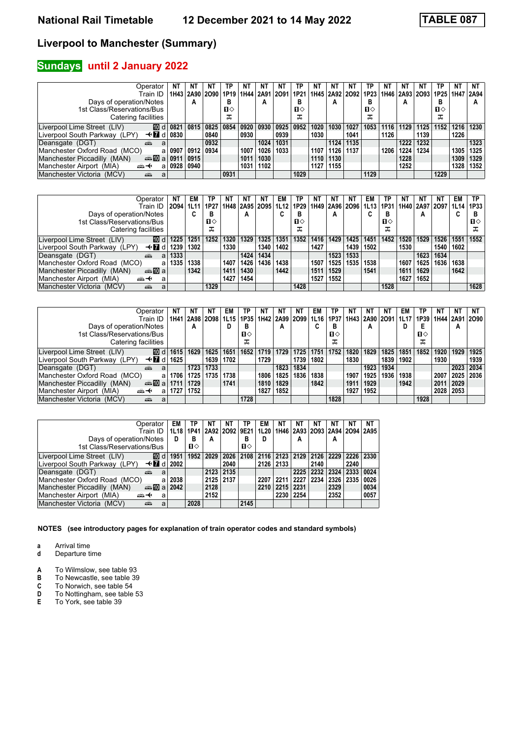# National Rail Timetable — 12 December 2021 to 14 May 2022 — TABLE 087

## Liverpool to Manchester (Summary)

## Sundays until 2 January 2022

| Operator | | NT | NT | NT | TP | NT | NT | NT | TP | NT | NT | NT | TP | NT | NT | NT | TP | NT | NT |
|---|---|---|---|---|---|---|---|---|---|---|---|---|---|---|---|---|---|---|---|
| Train ID | | 1H43 | 2A90 | 2O90 | 1P19 | 1H44 | 2A91 | 2O91 | 1P21 | 1H45 | 2A92 | 2O92 | 1P23 | 1H46 | 2A93 | 2O93 | 1P25 | 1H47 | 2A94 |
| Days of operation/Notes | | | A | | B | | A | | B | | A | | B | | A | | B | | A |
| 1st Class/Reservations/Bus | | | | | 1◇ | | | | 1◇ | | | | 1◇ | | | | 1◇ | | |
| Catering facilities | | | | | ✠ | | | | ✠ | | | | ✠ | | | | ✠ | | |
| Liverpool Lime Street (LIV) | 10 d | 0821 | 0815 | 0825 | 0854 | 0920 | 0930 | 0925 | 0952 | 1020 | 1030 | 1027 | 1053 | 1116 | 1129 | 1125 | 1152 | 1216 | 1230 |
| Liverpool South Parkway (LPY) | ✈ 7 d | 0830 | | 0840 | | 0930 | | 0939 | | 1030 | | 1041 | | 1126 | | 1139 | | 1226 | |
| Deansgate (DGT) | 🚌 a | | | 0932 | | | 1024 | 1031 | | | 1124 | 1135 | | | 1222 | 1232 | | | 1323 |
| Manchester Oxford Road (MCO) | a | 0907 | 0912 | 0934 | | 1007 | 1026 | 1033 | | 1107 | 1126 | 1137 | | 1206 | 1224 | 1234 | | 1305 | 1325 |
| Manchester Piccadilly (MAN) | 🚌 10 a | 0911 | 0915 | | | 1011 | 1030 | | | 1110 | 1130 | | | | 1228 | | | 1309 | 1329 |
| Manchester Airport (MIA) | 🚌 ✈ a | 0928 | 0940 | | | 1031 | 1102 | | | 1127 | 1155 | | | | 1252 | | | 1328 | 1352 |
| Manchester Victoria (MCV) | 🚌 a | | | | 0931 | | | | 1029 | | | | 1129 | | | | 1229 | | |

| Operator | | NT | EM | TP | NT | NT | NT | EM | TP | NT | NT | NT | EM | TP | NT | NT | NT | EM | TP |
|---|---|---|---|---|---|---|---|---|---|---|---|---|---|---|---|---|---|---|---|
| Train ID | | 2O94 | 1L11 | 1P27 | 1H48 | 2A95 | 2O95 | 1L12 | 1P29 | 1H49 | 2A96 | 2O96 | 1L13 | 1P31 | 1H40 | 2A97 | 2O97 | 1L14 | 1P33 |
| Days of operation/Notes | | | C | B | | A | | C | B | | A | | C | B | | A | | C | B |
| 1st Class/Reservations/Bus | | | | 1◇ | | | | | 1◇ | | | | | 1◇ | | | | | 1◇ |
| Catering facilities | | | | ✠ | | | | | ✠ | | | | | ✠ | | | | | ✠ |
| Liverpool Lime Street (LIV) | 10 d | 1225 | 1251 | 1252 | 1320 | 1329 | 1325 | 1351 | 1352 | 1416 | 1429 | 1425 | 1451 | 1452 | 1520 | 1529 | 1526 | 1551 | 1552 |
| Liverpool South Parkway (LPY) | ✈ 7 d | 1239 | 1302 | | 1330 | | 1340 | 1402 | | 1427 | | 1439 | 1502 | | 1530 | | 1540 | 1602 | |
| Deansgate (DGT) | 🚌 a | 1333 | | | | 1424 | 1434 | | | | 1523 | 1533 | | | | 1623 | 1634 | | |
| Manchester Oxford Road (MCO) | a | 1335 | 1338 | | 1407 | 1426 | 1436 | 1438 | | 1507 | 1525 | 1535 | 1538 | | 1607 | 1625 | 1636 | 1638 | |
| Manchester Piccadilly (MAN) | 🚌 10 a | | 1342 | | 1411 | 1430 | | 1442 | | 1511 | 1529 | | 1541 | | 1611 | 1629 | | 1642 | |
| Manchester Airport (MIA) | 🚌 ✈ a | | | | 1427 | 1454 | | | | 1527 | 1552 | | | | 1627 | 1652 | | | |
| Manchester Victoria (MCV) | 🚌 a | | | 1329 | | | | | 1428 | | | | | 1528 | | | | | 1628 |

| Operator | | NT | NT | NT | EM | TP | NT | NT | NT | EM | TP | NT | NT | NT | EM | TP | NT | NT | NT |
|---|---|---|---|---|---|---|---|---|---|---|---|---|---|---|---|---|---|---|---|
| Train ID | | 1H41 | 2A98 | 2O98 | 1L15 | 1P35 | 1H42 | 2A99 | 2O99 | 1L16 | 1P37 | 1H43 | 2A90 | 2O91 | 1L17 | 1P39 | 1H44 | 2A91 | 2O90 |
| Days of operation/Notes | | | A | | D | B | | A | | C | B | | A | | D | E | | A | |
| 1st Class/Reservations/Bus | | | | | | 1◇ | | | | | 1◇ | | | | | 1◇ | | | |
| Catering facilities | | | | | | ✠ | | | | | ✠ | | | | | ✠ | | | |
| Liverpool Lime Street (LIV) | 10 d | 1615 | 1629 | 1625 | 1651 | 1652 | 1719 | 1729 | 1725 | 1751 | 1752 | 1820 | 1829 | 1825 | 1851 | 1852 | 1920 | 1929 | 1925 |
| Liverpool South Parkway (LPY) | ✈ 7 d | 1625 | | 1639 | 1702 | | 1729 | | 1739 | 1802 | | 1830 | | 1839 | 1902 | | 1930 | | 1939 |
| Deansgate (DGT) | 🚌 a | | 1723 | 1733 | | | | 1823 | 1834 | | | | 1923 | 1934 | | | | 2023 | 2034 |
| Manchester Oxford Road (MCO) | a | 1706 | 1725 | 1735 | 1738 | | 1806 | 1825 | 1836 | 1838 | | 1907 | 1925 | 1936 | 1938 | | 2007 | 2025 | 2036 |
| Manchester Piccadilly (MAN) | 🚌 10 a | 1711 | 1729 | | 1741 | | 1810 | 1829 | | 1842 | | 1911 | 1929 | | 1942 | | 2011 | 2029 | |
| Manchester Airport (MIA) | 🚌 ✈ a | 1727 | 1752 | | | | 1827 | 1852 | | | | 1927 | 1952 | | | | 2028 | 2053 | |
| Manchester Victoria (MCV) | 🚌 a | | | | | 1728 | | | | | 1828 | | | | | 1928 | | | |

| Operator | | EM | TP | NT | NT | TP | EM | NT | NT | NT | NT | NT | NT |
|---|---|---|---|---|---|---|---|---|---|---|---|---|---|
| Train ID | | 1L18 | 1P41 | 2A92 | 2O92 | 9E21 | 1L20 | 1H46 | 2A93 | 2O93 | 2A94 | 2O94 | 2A95 |
| Days of operation/Notes | | D | B | A | | B | D | | A | | A | | |
| 1st Class/Reservations/Bus | | | 1◇ | | | 1◇ | | | | | | | |
| Liverpool Lime Street (LIV) | 10 d | 1951 | 1952 | 2029 | 2026 | 2108 | 2116 | 2123 | 2129 | 2126 | 2229 | 2226 | 2330 |
| Liverpool South Parkway (LPY) | ✈ 7 d | 2002 | | | 2040 | | 2126 | 2133 | | 2140 | | 2240 | |
| Deansgate (DGT) | 🚌 a | | | 2123 | 2135 | | | | 2225 | 2232 | 2324 | 2333 | 0024 |
| Manchester Oxford Road (MCO) | a | 2038 | | 2125 | 2137 | | 2207 | 2211 | 2227 | 2234 | 2326 | 2335 | 0026 |
| Manchester Piccadilly (MAN) | 🚌 10 a | 2042 | | 2128 | | | 2210 | 2215 | 2231 | | 2329 | | 0034 |
| Manchester Airport (MIA) | 🚌 ✈ a | | | 2152 | | | | 2230 | 2254 | | 2352 | | 0057 |
| Manchester Victoria (MCV) | 🚌 a | | 2028 | | | 2145 | | | | | | | |

**NOTES (see introductory pages for explanation of train operator codes and standard symbols)**

- **a** Arrival time
- **d** Departure time

- **A** To Wilmslow, see table 93
- **B** To Newcastle, see table 39
- **C** To Norwich, see table 54
- **D** To Nottingham, see table 53
- **E** To York, see table 39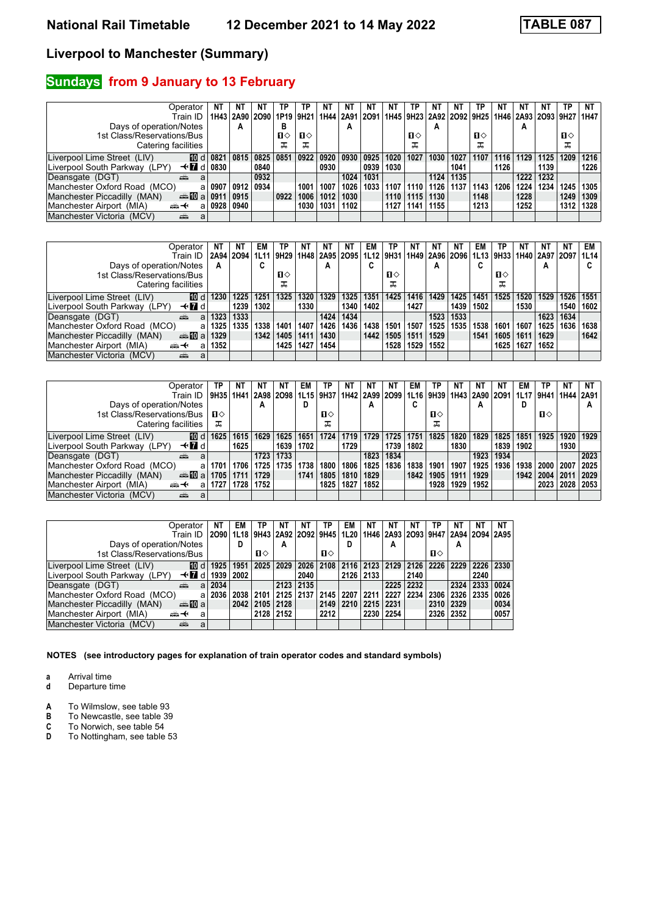# National Rail Timetable — 12 December 2021 to 14 May 2022 — TABLE 087

## Liverpool to Manchester (Summary)

## Sundays from 9 January to 13 February

| Operator | NT | NT | NT | TP | TP | NT | NT | NT | NT | TP | NT | NT | TP | NT | NT | NT | TP | NT |
|---|---|---|---|---|---|---|---|---|---|---|---|---|---|---|---|---|---|---|
| Train ID | 1H43 | 2A90 | 2O90 | 1P19 | 9H21 | 1H44 | 2A91 | 2O91 | 1H45 | 9H23 | 2A92 | 2O92 | 9H25 | 1H46 | 2A93 | 2O93 | 9H27 | 1H47 |
| Days of operation/Notes | | A | | B | | | A | | | | A | | | | A | | | |
| 1st Class/Reservations/Bus | | | | ■◇ | ■◇ | | | | | ■◇ | | | ■◇ | | | | ■◇ | |
| Catering facilities | | | | 🍴 | 🍴 | | | | | 🍴 | | | 🍴 | | | | 🍴 | |
| Liverpool Lime Street (LIV) 10 d | 0821 | 0815 | 0825 | 0851 | 0922 | 0920 | 0930 | 0925 | 1020 | 1027 | 1030 | 1027 | 1107 | 1116 | 1129 | 1125 | 1209 | 1216 |
| Liverpool South Parkway (LPY) ✈ 7 d | 0830 | | 0840 | | | 0930 | | 0939 | 1030 | | | 1041 | | 1126 | | 1139 | | 1226 |
| Deansgate (DGT) 🚋 a | | | 0932 | | | | 1024 | 1031 | | | 1124 | 1135 | | | 1222 | 1232 | | |
| Manchester Oxford Road (MCO) a | 0907 | 0912 | 0934 | | 1001 | 1007 | 1026 | 1033 | 1107 | 1110 | 1126 | 1137 | 1143 | 1206 | 1224 | 1234 | 1245 | 1305 |
| Manchester Piccadilly (MAN) 🚋 10 a | 0911 | 0915 | | 0922 | 1006 | 1012 | 1030 | | 1110 | 1115 | 1130 | | 1148 | | 1228 | | 1249 | 1309 |
| Manchester Airport (MIA) 🚋 ✈ a | 0928 | 0940 | | | 1030 | 1031 | 1102 | | 1127 | 1141 | 1155 | | 1213 | | 1252 | | 1312 | 1328 |
| Manchester Victoria (MCV) 🚋 a | | | | | | | | | | | | | | | | | | |

| Operator | NT | NT | EM | TP | NT | NT | NT | EM | TP | NT | NT | NT | EM | TP | NT | NT | NT | EM |
|---|---|---|---|---|---|---|---|---|---|---|---|---|---|---|---|---|---|---|
| Train ID | 2A94 | 2O94 | 1L11 | 9H29 | 1H48 | 2A95 | 2O95 | 1L12 | 9H31 | 1H49 | 2A96 | 2O96 | 1L13 | 9H33 | 1H40 | 2A97 | 2O97 | 1L14 |
| Days of operation/Notes | A | | C | | | A | | C | | | A | | C | | | A | | C |
| 1st Class/Reservations/Bus | | | | ■◇ | | | | | ■◇ | | | | | ■◇ | | | | |
| Catering facilities | | | | 🍴 | | | | | 🍴 | | | | | 🍴 | | | | |
| Liverpool Lime Street (LIV) 10 d | 1230 | 1225 | 1251 | 1325 | 1320 | 1329 | 1325 | 1351 | 1425 | 1416 | 1429 | 1425 | 1451 | 1525 | 1520 | 1529 | 1526 | 1551 |
| Liverpool South Parkway (LPY) ✈ 7 d | | 1239 | 1302 | | 1330 | | 1340 | 1402 | | 1427 | | 1439 | 1502 | | 1530 | | 1540 | 1602 |
| Deansgate (DGT) 🚋 a | 1323 | 1333 | | | | 1424 | 1434 | | | | 1523 | 1533 | | | | 1623 | 1634 | |
| Manchester Oxford Road (MCO) a | 1325 | 1335 | 1338 | 1401 | 1407 | 1426 | 1436 | 1438 | 1501 | 1507 | 1525 | 1535 | 1538 | 1601 | 1607 | 1625 | 1636 | 1638 |
| Manchester Piccadilly (MAN) 🚋 10 a | 1329 | | 1342 | 1405 | 1411 | 1430 | | 1442 | 1505 | 1511 | 1529 | | 1541 | 1605 | 1611 | 1629 | | 1642 |
| Manchester Airport (MIA) 🚋 ✈ a | 1352 | | | 1425 | 1427 | 1454 | | | 1528 | 1529 | 1552 | | | 1625 | 1627 | 1652 | | |
| Manchester Victoria (MCV) 🚋 a | | | | | | | | | | | | | | | | | | |

| Operator | TP | NT | NT | NT | EM | TP | NT | NT | NT | EM | TP | NT | NT | NT | EM | TP | NT | NT |
|---|---|---|---|---|---|---|---|---|---|---|---|---|---|---|---|---|---|---|
| Train ID | 9H35 | 1H41 | 2A98 | 2O98 | 1L15 | 9H37 | 1H42 | 2A99 | 2O99 | 1L16 | 9H39 | 1H43 | 2A90 | 2O91 | 1L17 | 9H41 | 1H44 | 2A91 |
| Days of operation/Notes | | | A | | D | | | A | | C | | | A | | D | | | A |
| 1st Class/Reservations/Bus | ■◇ | | | | | ■◇ | | | | | ■◇ | | | | | ■◇ | | |
| Catering facilities | 🍴 | | | | | 🍴 | | | | | 🍴 | | | | | | | |
| Liverpool Lime Street (LIV) 10 d | 1625 | 1615 | 1629 | 1625 | 1651 | 1724 | 1719 | 1729 | 1725 | 1751 | 1825 | 1820 | 1829 | 1825 | 1851 | 1925 | 1920 | 1929 |
| Liverpool South Parkway (LPY) ✈ 7 d | | 1625 | | 1639 | 1702 | | 1729 | | 1739 | 1802 | | 1830 | | 1839 | 1902 | | 1930 | |
| Deansgate (DGT) 🚋 a | | | 1723 | 1733 | | | | 1823 | 1834 | | | | 1923 | 1934 | | | | 2023 |
| Manchester Oxford Road (MCO) a | 1701 | 1706 | 1725 | 1735 | 1738 | 1800 | 1806 | 1825 | 1836 | 1838 | 1901 | 1907 | 1925 | 1936 | 1938 | 2000 | 2007 | 2025 |
| Manchester Piccadilly (MAN) 🚋 10 a | 1705 | 1711 | 1729 | | 1741 | 1805 | 1810 | 1829 | | 1842 | 1905 | 1911 | 1929 | | 1942 | 2004 | 2011 | 2029 |
| Manchester Airport (MIA) 🚋 ✈ a | 1727 | 1728 | 1752 | | | 1825 | 1827 | 1852 | | | 1928 | 1929 | 1952 | | | 2023 | 2028 | 2053 |
| Manchester Victoria (MCV) 🚋 a | | | | | | | | | | | | | | | | | | |

| Operator | NT | EM | TP | NT | NT | TP | EM | NT | NT | NT | TP | NT | NT | NT |
|---|---|---|---|---|---|---|---|---|---|---|---|---|---|---|
| Train ID | 2O90 | 1L18 | 9H43 | 2A92 | 2O92 | 9H45 | 1L20 | 1H46 | 2A93 | 2O93 | 9H47 | 2A94 | 2O94 | 2A95 |
| Days of operation/Notes | | D | | A | | | D | | A | | | A | | |
| 1st Class/Reservations/Bus | | | ■◇ | | | ■◇ | | | | | ■◇ | | | |
| Liverpool Lime Street (LIV) 10 d | 1925 | 1951 | 2025 | 2029 | 2026 | 2108 | 2116 | 2123 | 2129 | 2126 | 2226 | 2229 | 2226 | 2330 |
| Liverpool South Parkway (LPY) ✈ 7 d | 1939 | 2002 | | | 2040 | | 2126 | 2133 | | 2140 | | | 2240 | |
| Deansgate (DGT) 🚋 a | 2034 | | | 2123 | 2135 | | | | 2225 | 2232 | | 2324 | 2333 | 0024 |
| Manchester Oxford Road (MCO) a | 2036 | 2038 | 2101 | 2125 | 2137 | 2145 | 2207 | 2211 | 2227 | 2234 | 2306 | 2326 | 2335 | 0026 |
| Manchester Piccadilly (MAN) 🚋 10 a | | 2042 | 2105 | 2128 | | 2149 | 2210 | 2215 | 2231 | | 2310 | 2329 | | 0034 |
| Manchester Airport (MIA) 🚋 ✈ a | | | 2128 | 2152 | | 2212 | | 2230 | 2254 | | 2326 | 2352 | | 0057 |
| Manchester Victoria (MCV) 🚋 a | | | | | | | | | | | | | | |

**NOTES (see introductory pages for explanation of train operator codes and standard symbols)**

- **a** Arrival time
- **d** Departure time

- **A** To Wilmslow, see table 93
- **B** To Newcastle, see table 39
- **C** To Norwich, see table 54
- **D** To Nottingham, see table 53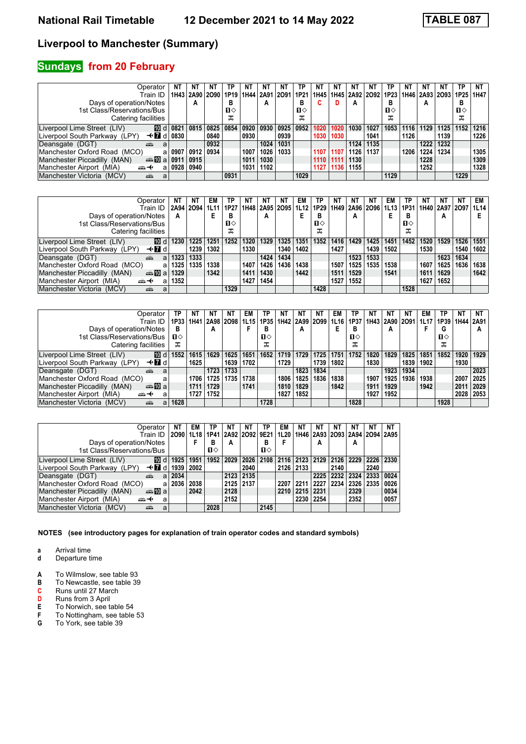# National Rail Timetable — 12 December 2021 to 14 May 2022 — TABLE 087

## Liverpool to Manchester (Summary)

### Sundays from 20 February

| Operator | | NT | NT | NT | TP | NT | NT | NT | TP | NT | NT | NT | NT | TP | NT | NT | NT | TP | NT |
|---|---|---|---|---|---|---|---|---|---|---|---|---|---|---|---|---|---|---|---|
| Train ID | | 1H43 | 2A90 | 2O90 | 1P19 | 1H44 | 2A91 | 2O91 | 1P21 | 1H45 | 1H45 | 2A92 | 2O92 | 1P23 | 1H46 | 2A93 | 2O93 | 1P25 | 1H47 |
| Days of operation/Notes | | | A | | B | | A | | B | C | D | A | | B | | A | | B | |
| 1st Class/Reservations/Bus | | | | | ■◇ | | | | ■◇ | | | | | ■◇ | | | | ■◇ | |
| Catering facilities | | | | | Trolley | | | | Trolley | | | | | Trolley | | | | Trolley | |
| Liverpool Lime Street (LIV) | 10 d | 0821 | 0815 | 0825 | 0854 | 0920 | 0930 | 0925 | 0952 | 1020 | 1020 | 1030 | 1027 | 1053 | 1116 | 1129 | 1125 | 1152 | 1216 |
| Liverpool South Parkway (LPY) | 7 d | 0830 | | 0840 | | 0930 | | 0939 | | 1030 | 1030 | | 1041 | | 1126 | | 1139 | | 1226 |
| Deansgate (DGT) | a | | | 0932 | | | 1024 | 1031 | | | | 1124 | 1135 | | | 1222 | 1232 | | |
| Manchester Oxford Road (MCO) | a | 0907 | 0912 | 0934 | | 1007 | 1026 | 1033 | | 1107 | 1107 | 1126 | 1137 | | 1206 | 1224 | 1234 | | 1305 |
| Manchester Piccadilly (MAN) | 10 a | 0911 | 0915 | | | 1011 | 1030 | | | 1110 | 1111 | 1130 | | | | 1228 | | | 1309 |
| Manchester Airport (MIA) | a | 0928 | 0940 | | | 1031 | 1102 | | | 1127 | 1136 | 1155 | | | | 1252 | | | 1328 |
| Manchester Victoria (MCV) | a | | | | 0931 | | | | 1029 | | | | | 1129 | | | | 1229 | |

| Operator | | NT | NT | EM | TP | NT | NT | NT | EM | TP | NT | NT | NT | EM | TP | NT | NT | NT | EM |
|---|---|---|---|---|---|---|---|---|---|---|---|---|---|---|---|---|---|---|---|
| Train ID | | 2A94 | 2O94 | 1L11 | 1P27 | 1H48 | 2A95 | 2O95 | 1L12 | 1P29 | 1H49 | 2A96 | 2O96 | 1L13 | 1P31 | 1H40 | 2A97 | 2O97 | 1L14 |
| Days of operation/Notes | | A | | E | B | | A | | E | B | | A | | E | B | | A | | E |
| 1st Class/Reservations/Bus | | | | | ■◇ | | | | | ■◇ | | | | | ■◇ | | | | |
| Catering facilities | | | | | Trolley | | | | | Trolley | | | | | Trolley | | | | |
| Liverpool Lime Street (LIV) | 10 d | 1230 | 1225 | 1251 | 1252 | 1320 | 1329 | 1325 | 1351 | 1352 | 1416 | 1429 | 1425 | 1451 | 1452 | 1520 | 1529 | 1526 | 1551 |
| Liverpool South Parkway (LPY) | 7 d | | 1239 | 1302 | | 1330 | | 1340 | 1402 | | 1427 | | 1439 | 1502 | | 1530 | | 1540 | 1602 |
| Deansgate (DGT) | a | 1323 | 1333 | | | | 1424 | 1434 | | | | 1523 | 1533 | | | | 1623 | 1634 | |
| Manchester Oxford Road (MCO) | a | 1325 | 1335 | 1338 | | 1407 | 1426 | 1436 | 1438 | | 1507 | 1525 | 1535 | 1538 | | 1607 | 1625 | 1636 | 1638 |
| Manchester Piccadilly (MAN) | 10 a | 1329 | | 1342 | | 1411 | 1430 | | 1442 | | 1511 | 1529 | | 1541 | | 1611 | 1629 | | 1642 |
| Manchester Airport (MIA) | a | 1352 | | | | 1427 | 1454 | | | | 1527 | 1552 | | | | 1627 | 1652 | | |
| Manchester Victoria (MCV) | a | | | | 1329 | | | | | 1428 | | | | | 1528 | | | | |

| Operator | | TP | NT | NT | NT | EM | TP | NT | NT | NT | EM | TP | NT | NT | NT | EM | TP | NT | NT |
|---|---|---|---|---|---|---|---|---|---|---|---|---|---|---|---|---|---|---|---|
| Train ID | | 1P33 | 1H41 | 2A98 | 2O98 | 1L15 | 1P35 | 1H42 | 2A99 | 2O99 | 1L16 | 1P37 | 1H43 | 2A90 | 2O91 | 1L17 | 1P39 | 1H44 | 2A91 |
| Days of operation/Notes | | B | | A | | F | B | | A | | E | B | | A | | F | G | | A |
| 1st Class/Reservations/Bus | | ■◇ | | | | | ■◇ | | | | | ■◇ | | | | | ■◇ | | |
| Catering facilities | | Trolley | | | | | Trolley | | | | | Trolley | | | | | Trolley | | |
| Liverpool Lime Street (LIV) | 10 d | 1552 | 1615 | 1629 | 1625 | 1651 | 1652 | 1719 | 1729 | 1725 | 1751 | 1752 | 1820 | 1829 | 1825 | 1851 | 1852 | 1920 | 1929 |
| Liverpool South Parkway (LPY) | 7 d | | 1625 | | 1639 | 1702 | | 1729 | | 1739 | 1802 | | 1830 | | 1839 | 1902 | | 1930 | |
| Deansgate (DGT) | a | | | 1723 | 1733 | | | | 1823 | 1834 | | | | 1923 | 1934 | | | | 2023 |
| Manchester Oxford Road (MCO) | a | | 1706 | 1725 | 1735 | 1738 | | 1806 | 1825 | 1836 | 1838 | | 1907 | 1925 | 1936 | 1938 | | 2007 | 2025 |
| Manchester Piccadilly (MAN) | 10 a | | 1711 | 1729 | | 1741 | | 1810 | 1829 | | 1842 | | 1911 | 1929 | | 1942 | | 2011 | 2029 |
| Manchester Airport (MIA) | a | | 1727 | 1752 | | | | 1827 | 1852 | | | | 1927 | 1952 | | | | 2028 | 2053 |
| Manchester Victoria (MCV) | a | 1628 | | | | | 1728 | | | | | 1828 | | | | | 1928 | | |

| Operator | | NT | EM | TP | NT | NT | TP | EM | NT | NT | NT | NT | NT | NT |
|---|---|---|---|---|---|---|---|---|---|---|---|---|---|---|
| Train ID | | 2O90 | 1L18 | 1P41 | 2A92 | 2O92 | 9E21 | 1L20 | 1H46 | 2A93 | 2O93 | 2A94 | 2O94 | 2A95 |
| Days of operation/Notes | | | F | B | A | | B | F | | A | | A | | |
| 1st Class/Reservations/Bus | | | | ■◇ | | | ■◇ | | | | | | | |
| Liverpool Lime Street (LIV) | 10 d | 1925 | 1951 | 1952 | 2029 | 2026 | 2108 | 2116 | 2123 | 2129 | 2126 | 2229 | 2226 | 2330 |
| Liverpool South Parkway (LPY) | 7 d | 1939 | 2002 | | | 2040 | | 2126 | 2133 | | 2140 | | 2240 | |
| Deansgate (DGT) | a | 2034 | | | 2123 | 2135 | | | | 2225 | 2232 | 2324 | 2333 | 0024 |
| Manchester Oxford Road (MCO) | a | 2036 | 2038 | | 2125 | 2137 | | 2207 | 2211 | 2227 | 2234 | 2326 | 2335 | 0026 |
| Manchester Piccadilly (MAN) | 10 a | | 2042 | | 2128 | | | 2210 | 2215 | 2231 | | 2329 | | 0034 |
| Manchester Airport (MIA) | a | | | | 2152 | | | | 2230 | 2254 | | 2352 | | 0057 |
| Manchester Victoria (MCV) | a | | | 2028 | | | 2145 | | | | | | | |

**NOTES (see introductory pages for explanation of train operator codes and standard symbols)**

- **a** Arrival time
- **d** Departure time

- **A** To Wilmslow, see table 93
- **B** To Newcastle, see table 39
- **C** Runs until 27 March
- **D** Runs from 3 April
- **E** To Norwich, see table 54
- **F** To Nottingham, see table 53
- **G** To York, see table 39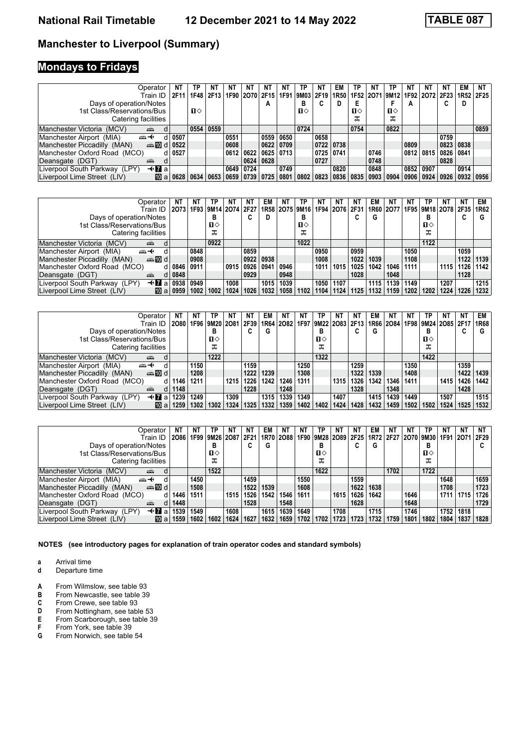# National Rail Timetable 12 December 2021 to 14 May 2022 TABLE 087

## Manchester to Liverpool (Summary)

## Mondays to Fridays

| Operator | | NT | TP | NT | NT | NT | NT | NT | TP | NT | EM | TP | NT | TP | NT | NT | NT | EM | NT |
|---|---|---|---|---|---|---|---|---|---|---|---|---|---|---|---|---|---|---|---|
| Train ID | | 2F11 | 1F48 | 2F13 | 1F90 | 2O70 | 2F15 | 1F91 | 9M03 | 2F19 | 1R50 | 1F52 | 2O71 | 9M12 | 1F92 | 2O72 | 2F23 | 1R52 | 2F25 |
| Days of operation/Notes | | | | | | | A | | B | C | D | E | | F | A | | C | D | |
| 1st Class/Reservations/Bus | | | ■◇ | | | | | | ■◇ | | | ■◇ | | ■◇ | | | | | |
| Catering facilities | | | | | | | | | | | | ⚒ | | ⚒ | | | | | |
| Manchester Victoria (MCV) | d | | 0554 | 0559 | | | | | 0724 | | | 0754 | | 0822 | | | | | 0859 |
| Manchester Airport (MIA) | d | 0507 | | | 0551 | | 0559 | 0650 | | 0658 | | | | | | | 0759 | | |
| Manchester Piccadilly (MAN) | d | 0522 | | | 0608 | | 0622 | 0709 | | 0722 | 0738 | | | | 0809 | | 0823 | 0838 | |
| Manchester Oxford Road (MCO) | d | 0527 | | | 0612 | 0622 | 0625 | 0713 | | 0725 | 0741 | | 0746 | | 0812 | 0815 | 0826 | 0841 | |
| Deansgate (DGT) | d | | | | | 0624 | 0628 | | | 0727 | | | 0748 | | | | 0828 | | |
| Liverpool South Parkway (LPY) | a | | | | 0649 | 0724 | | 0749 | | | 0820 | | 0848 | | 0852 | 0907 | | 0914 | |
| Liverpool Lime Street (LIV) | a | 0628 | 0634 | 0653 | 0659 | 0739 | 0725 | 0801 | 0802 | 0823 | 0836 | 0835 | 0903 | 0904 | 0906 | 0924 | 0926 | 0932 | 0956 |

| Operator | | NT | NT | TP | NT | NT | EM | NT | TP | NT | NT | NT | EM | NT | NT | TP | NT | NT | EM |
|---|---|---|---|---|---|---|---|---|---|---|---|---|---|---|---|---|---|---|---|
| Train ID | | 2O73 | 1F93 | 9M14 | 2O74 | 2F27 | 1R58 | 2O75 | 9M16 | 1F94 | 2O76 | 2F31 | 1R60 | 2O77 | 1F95 | 9M18 | 2O78 | 2F35 | 1R62 |
| Days of operation/Notes | | | | B | | C | D | | B | | | C | G | | | B | | C | G |
| 1st Class/Reservations/Bus | | | | ■◇ | | | | | ■◇ | | | | | | | ■◇ | | | |
| Catering facilities | | | | ⚒ | | | | | ⚒ | | | | | | | ⚒ | | | |
| Manchester Victoria (MCV) | d | | | 0922 | | | | | 1022 | | | | | | | 1122 | | | |
| Manchester Airport (MIA) | d | | 0848 | | | 0859 | | | | 0950 | | 0959 | | | 1050 | | | 1059 | |
| Manchester Piccadilly (MAN) | d | | 0908 | | | 0922 | 0938 | | | 1008 | | 1022 | 1039 | | 1108 | | | 1122 | 1139 |
| Manchester Oxford Road (MCO) | d | 0846 | 0911 | | 0915 | 0926 | 0941 | 0946 | | 1011 | 1015 | 1025 | 1042 | 1046 | 1111 | | 1115 | 1126 | 1142 |
| Deansgate (DGT) | d | 0848 | | | | 0929 | | 0948 | | | | 1028 | | 1048 | | | | 1128 | |
| Liverpool South Parkway (LPY) | a | 0938 | 0949 | | 1008 | | 1015 | 1039 | | 1050 | 1107 | | 1115 | 1139 | 1149 | | 1207 | | 1215 |
| Liverpool Lime Street (LIV) | a | 0959 | 1002 | 1002 | 1024 | 1026 | 1032 | 1058 | 1102 | 1104 | 1124 | 1125 | 1132 | 1159 | 1202 | 1202 | 1224 | 1226 | 1232 |

| Operator | | NT | NT | TP | NT | NT | EM | NT | NT | TP | NT | NT | EM | NT | NT | TP | NT | NT | EM |
|---|---|---|---|---|---|---|---|---|---|---|---|---|---|---|---|---|---|---|---|
| Train ID | | 2O80 | 1F96 | 9M20 | 2O81 | 2F39 | 1R64 | 2O82 | 1F97 | 9M22 | 2O83 | 2F13 | 1R66 | 2O84 | 1F98 | 9M24 | 2O85 | 2F17 | 1R68 |
| Days of operation/Notes | | | | B | | C | G | | | B | | C | G | | | B | | C | G |
| 1st Class/Reservations/Bus | | | | ■◇ | | | | | | ■◇ | | | | | | ■◇ | | | |
| Catering facilities | | | | ⚒ | | | | | | ⚒ | | | | | | ⚒ | | | |
| Manchester Victoria (MCV) | d | | | 1222 | | | | | | 1322 | | | | | | 1422 | | | |
| Manchester Airport (MIA) | d | | 1150 | | | 1159 | | | 1250 | | | 1259 | | | 1350 | | | 1359 | |
| Manchester Piccadilly (MAN) | d | | 1208 | | | 1222 | 1239 | | 1308 | | | 1322 | 1339 | | 1408 | | | 1422 | 1439 |
| Manchester Oxford Road (MCO) | d | 1146 | 1211 | | 1215 | 1226 | 1242 | 1246 | 1311 | | 1315 | 1326 | 1342 | 1346 | 1411 | | 1415 | 1426 | 1442 |
| Deansgate (DGT) | d | 1148 | | | | 1228 | | 1248 | | | | 1328 | | 1348 | | | | 1428 | |
| Liverpool South Parkway (LPY) | a | 1239 | 1249 | | 1309 | | 1315 | 1339 | 1349 | | 1407 | | 1415 | 1439 | 1449 | | 1507 | | 1515 |
| Liverpool Lime Street (LIV) | a | 1259 | 1302 | 1302 | 1324 | 1325 | 1332 | 1359 | 1402 | 1402 | 1424 | 1428 | 1432 | 1459 | 1502 | 1502 | 1524 | 1525 | 1532 |

| Operator | | NT | NT | TP | NT | NT | EM | NT | NT | TP | NT | NT | EM | NT | NT | TP | NT | NT | NT |
|---|---|---|---|---|---|---|---|---|---|---|---|---|---|---|---|---|---|---|---|
| Train ID | | 2O86 | 1F99 | 9M26 | 2O87 | 2F21 | 1R70 | 2O88 | 1F90 | 9M28 | 2O89 | 2F25 | 1R72 | 2F27 | 2O70 | 9M30 | 1F91 | 2O71 | 2F29 |
| Days of operation/Notes | | | | B | | C | G | | | B | | C | G | | | B | | | C |
| 1st Class/Reservations/Bus | | | | ■◇ | | | | | | ■◇ | | | | | | ■◇ | | | |
| Catering facilities | | | | ⚒ | | | | | | ⚒ | | | | | | ⚒ | | | |
| Manchester Victoria (MCV) | d | | | 1522 | | | | | | 1622 | | | | 1702 | | 1722 | | | |
| Manchester Airport (MIA) | d | | 1450 | | | 1459 | | | 1550 | | | 1559 | | | | | 1648 | | 1659 |
| Manchester Piccadilly (MAN) | d | | 1508 | | | 1522 | 1539 | | 1608 | | | 1622 | 1638 | | | | 1708 | | 1723 |
| Manchester Oxford Road (MCO) | d | 1446 | 1511 | | 1515 | 1526 | 1542 | 1546 | 1611 | | 1615 | 1626 | 1642 | | 1646 | | 1711 | 1715 | 1726 |
| Deansgate (DGT) | d | 1448 | | | | 1528 | | 1548 | | | | 1628 | | | 1648 | | | | 1729 |
| Liverpool South Parkway (LPY) | a | 1539 | 1549 | | 1608 | | 1615 | 1639 | 1649 | | 1708 | | 1715 | | 1746 | | 1752 | 1818 | |
| Liverpool Lime Street (LIV) | a | 1559 | 1602 | 1602 | 1624 | 1627 | 1632 | 1659 | 1702 | 1702 | 1723 | 1723 | 1732 | 1759 | 1801 | 1802 | 1804 | 1837 | 1828 |

**NOTES (see introductory pages for explanation of train operator codes and standard symbols)**

- **a** Arrival time
- **d** Departure time

- **A** From Wilmslow, see table 93
- **B** From Newcastle, see table 39
- **C** From Crewe, see table 93
- **D** From Nottingham, see table 53
- **E** From Scarborough, see table 39
- **F** From York, see table 39
- **G** From Norwich, see table 54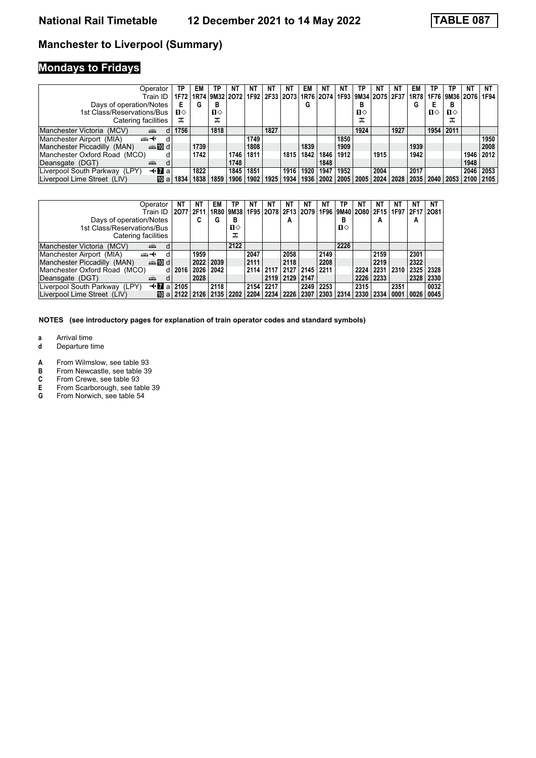# National Rail Timetable 12 December 2021 to 14 May 2022 TABLE 087

## Manchester to Liverpool (Summary)

## Mondays to Fridays

| Operator | | TP | EM | TP | NT | NT | NT | NT | EM | NT | NT | TP | NT | NT | EM | TP | TP | NT | NT |
|---|---|---|---|---|---|---|---|---|---|---|---|---|---|---|---|---|---|---|---|
| Train ID | | 1F72 | 1R74 | 9M32 | 2O72 | 1F92 | 2F33 | 2O73 | 1R76 | 2O74 | 1F93 | 9M34 | 2O75 | 2F37 | 1R78 | 1F76 | 9M36 | 2O76 | 1F94 |
| Days of operation/Notes | | E | G | B | | | | | G | | | B | | | G | E | B | | |
| 1st Class/Reservations/Bus | | 1◇ | | 1◇ | | | | | | | | 1◇ | | | | 1◇ | 1◇ | | |
| Catering facilities | | ⚲ | | ⚲ | | | | | | | | ⚲ | | | | | ⚲ | | |
| Manchester Victoria (MCV) | d | 1756 | | 1818 | | | 1827 | | | | | 1924 | | 1927 | | 1954 | 2011 | | |
| Manchester Airport (MIA) | d | | | | | 1749 | | | | | 1850 | | | | | | | | 1950 |
| Manchester Piccadilly (MAN) | d | | 1739 | | | 1808 | | | 1839 | | 1909 | | | | 1939 | | | | 2008 |
| Manchester Oxford Road (MCO) | d | | 1742 | | 1746 | 1811 | | 1815 | 1842 | 1846 | 1912 | | 1915 | | 1942 | | | 1946 | 2012 |
| Deansgate (DGT) | d | | | | 1748 | | | | | 1848 | | | | | | | | 1948 | |
| Liverpool South Parkway (LPY) | a | | 1822 | | 1845 | 1851 | | 1916 | 1920 | 1947 | 1952 | | 2004 | | 2017 | | | 2046 | 2053 |
| Liverpool Lime Street (LIV) | a | 1834 | 1838 | 1859 | 1906 | 1902 | 1925 | 1934 | 1936 | 2002 | 2005 | 2005 | 2024 | 2028 | 2035 | 2040 | 2053 | 2100 | 2105 |

| Operator | | NT | NT | EM | TP | NT | NT | NT | NT | NT | TP | NT | NT | NT | NT | NT |
|---|---|---|---|---|---|---|---|---|---|---|---|---|---|---|---|---|
| Train ID | | 2O77 | 2F11 | 1R80 | 9M38 | 1F95 | 2O78 | 2F13 | 2O79 | 1F96 | 9M40 | 2O80 | 2F15 | 1F97 | 2F17 | 2O81 |
| Days of operation/Notes | | | C | G | B | | | A | | | B | | A | | A | |
| 1st Class/Reservations/Bus | | | | | 1◇ | | | | | | 1◇ | | | | | |
| Catering facilities | | | | | ⚲ | | | | | | | | | | | |
| Manchester Victoria (MCV) | d | | | | 2122 | | | | | | 2226 | | | | | |
| Manchester Airport (MIA) | d | | 1959 | | | 2047 | | 2058 | | 2149 | | | 2159 | | 2301 | |
| Manchester Piccadilly (MAN) | d | | 2022 | 2039 | | 2111 | | 2118 | | 2208 | | | 2219 | | 2322 | |
| Manchester Oxford Road (MCO) | d | 2016 | 2026 | 2042 | | 2114 | 2117 | 2127 | 2145 | 2211 | | 2224 | 2231 | 2310 | 2325 | 2328 |
| Deansgate (DGT) | d | | 2028 | | | | 2119 | 2129 | 2147 | | | 2226 | 2233 | | 2328 | 2330 |
| Liverpool South Parkway (LPY) | a | 2105 | | 2118 | | 2154 | 2217 | | 2249 | 2253 | | 2315 | | 2351 | | 0032 |
| Liverpool Lime Street (LIV) | a | 2122 | 2126 | 2135 | 2202 | 2204 | 2234 | 2226 | 2307 | 2303 | 2314 | 2330 | 2334 | 0001 | 0026 | 0045 |

**NOTES (see introductory pages for explanation of train operator codes and standard symbols)**

- **a** Arrival time
- **d** Departure time

- **A** From Wilmslow, see table 93
- **B** From Newcastle, see table 39
- **C** From Crewe, see table 93
- **E** From Scarborough, see table 39
- **G** From Norwich, see table 54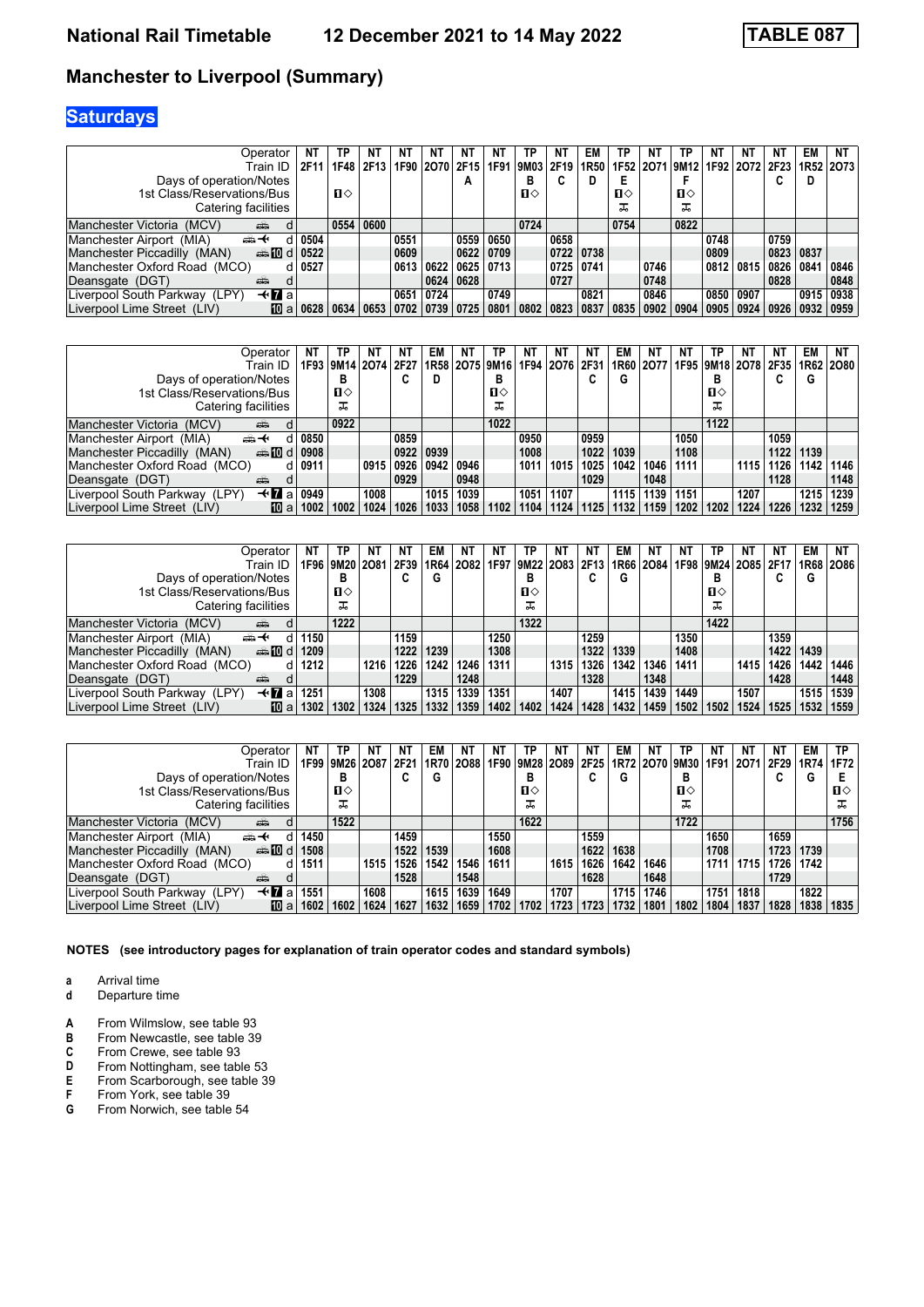# National Rail Timetable — 12 December 2021 to 14 May 2022 — TABLE 087

## Manchester to Liverpool (Summary)

### Saturdays

| Operator | NT | TP | NT | NT | NT | NT | NT | TP | NT | EM | TP | NT | TP | NT | NT | NT | EM | NT |
|---|---|---|---|---|---|---|---|---|---|---|---|---|---|---|---|---|---|---|
| Train ID | 2F11 | 1F48 | 2F13 | 1F90 | 2O70 | 2F15 | 1F91 | 9M03 | 2F19 | 1R50 | 1F52 | 2O71 | 9M12 | 1F92 | 2O72 | 2F23 | 1R52 | 2O73 |
| Days of operation/Notes | | | | | | A | | B | C | D | E | | F | | | C | D | |
| 1st Class/Reservations/Bus | | ■◇ | | | | | | ■◇ | | | ■◇ | | ■◇ | | | | | |
| Catering facilities | | | | | | | | | | | ⊼ | | ⊼ | | | | | |
| Manchester Victoria (MCV) d | | 0554 | 0600 | | | | | 0724 | | | 0754 | | 0822 | | | | | |
| Manchester Airport (MIA) d | 0504 | | | 0551 | | 0559 | 0650 | | 0658 | | | | | 0748 | | 0759 | | |
| Manchester Piccadilly (MAN) d | 0522 | | | 0609 | | 0622 | 0709 | | 0722 | 0738 | | | | 0809 | | 0823 | 0837 | |
| Manchester Oxford Road (MCO) d | 0527 | | | 0613 | 0622 | 0625 | 0713 | | 0725 | 0741 | | 0746 | | 0812 | 0815 | 0826 | 0841 | 0846 |
| Deansgate (DGT) d | | | | | 0624 | 0628 | | | 0727 | | | 0748 | | | | 0828 | | 0848 |
| Liverpool South Parkway (LPY) a | | | | 0651 | 0724 | | 0749 | | | 0821 | | 0846 | | 0850 | 0907 | | 0915 | 0938 |
| Liverpool Lime Street (LIV) a | 0628 | 0634 | 0653 | 0702 | 0739 | 0725 | 0801 | 0802 | 0823 | 0837 | 0835 | 0902 | 0904 | 0905 | 0924 | 0926 | 0932 | 0959 |

| Operator | NT | TP | NT | NT | EM | NT | TP | NT | NT | NT | EM | NT | NT | TP | NT | NT | EM | NT |
|---|---|---|---|---|---|---|---|---|---|---|---|---|---|---|---|---|---|---|
| Train ID | 1F93 | 9M14 | 2O74 | 2F27 | 1R58 | 2O75 | 9M16 | 1F94 | 2O76 | 2F31 | 1R60 | 2O77 | 1F95 | 9M18 | 2O78 | 2F35 | 1R62 | 2O80 |
| Days of operation/Notes | | B | | C | D | | B | | | C | G | | | B | | C | G | |
| 1st Class/Reservations/Bus | | ■◇ | | | | | ■◇ | | | | | | | ■◇ | | | | |
| Catering facilities | | ⊼ | | | | | ⊼ | | | | | | | ⊼ | | | | |
| Manchester Victoria (MCV) d | | 0922 | | | | | 1022 | | | | | | | 1122 | | | | |
| Manchester Airport (MIA) d | 0850 | | | 0859 | | | | 0950 | | 0959 | | | 1050 | | | 1059 | | |
| Manchester Piccadilly (MAN) d | 0908 | | | 0922 | 0939 | | | 1008 | | 1022 | 1039 | | 1108 | | | 1122 | 1139 | |
| Manchester Oxford Road (MCO) d | 0911 | | 0915 | 0926 | 0942 | 0946 | | 1011 | 1015 | 1025 | 1042 | 1046 | 1111 | | 1115 | 1126 | 1142 | 1146 |
| Deansgate (DGT) d | | | | 0929 | | 0948 | | | | 1029 | | 1048 | | | | 1128 | | 1148 |
| Liverpool South Parkway (LPY) a | 0949 | | 1008 | | 1015 | 1039 | | 1051 | 1107 | | 1115 | 1139 | 1151 | | 1207 | | 1215 | 1239 |
| Liverpool Lime Street (LIV) a | 1002 | 1002 | 1024 | 1026 | 1033 | 1058 | 1102 | 1104 | 1124 | 1125 | 1132 | 1159 | 1202 | 1202 | 1224 | 1226 | 1232 | 1259 |

| Operator | NT | TP | NT | NT | EM | NT | NT | TP | NT | NT | EM | NT | NT | TP | NT | NT | EM | NT |
|---|---|---|---|---|---|---|---|---|---|---|---|---|---|---|---|---|---|---|
| Train ID | 1F96 | 9M20 | 2O81 | 2F39 | 1R64 | 2O82 | 1F97 | 9M22 | 2O83 | 2F13 | 1R66 | 2O84 | 1F98 | 9M24 | 2O85 | 2F17 | 1R68 | 2O86 |
| Days of operation/Notes | | B | | C | G | | | B | | C | G | | | B | | C | G | |
| 1st Class/Reservations/Bus | | ■◇ | | | | | | ■◇ | | | | | | ■◇ | | | | |
| Catering facilities | | ⊼ | | | | | | ⊼ | | | | | | ⊼ | | | | |
| Manchester Victoria (MCV) d | | 1222 | | | | | | 1322 | | | | | | 1422 | | | | |
| Manchester Airport (MIA) d | 1150 | | | 1159 | | | 1250 | | | 1259 | | | 1350 | | | 1359 | | |
| Manchester Piccadilly (MAN) d | 1209 | | | 1222 | 1239 | | 1308 | | | 1322 | 1339 | | 1408 | | | 1422 | 1439 | |
| Manchester Oxford Road (MCO) d | 1212 | | 1216 | 1226 | 1242 | 1246 | 1311 | | 1315 | 1326 | 1342 | 1346 | 1411 | | 1415 | 1426 | 1442 | 1446 |
| Deansgate (DGT) d | | | | 1229 | | 1248 | | | | 1328 | | 1348 | | | | 1428 | | 1448 |
| Liverpool South Parkway (LPY) a | 1251 | | 1308 | | 1315 | 1339 | 1351 | | 1407 | | 1415 | 1439 | 1449 | | 1507 | | 1515 | 1539 |
| Liverpool Lime Street (LIV) a | 1302 | 1302 | 1324 | 1325 | 1332 | 1359 | 1402 | 1402 | 1424 | 1428 | 1432 | 1459 | 1502 | 1502 | 1524 | 1525 | 1532 | 1559 |

| Operator | NT | TP | NT | NT | EM | NT | NT | TP | NT | NT | EM | NT | TP | NT | NT | NT | EM | TP |
|---|---|---|---|---|---|---|---|---|---|---|---|---|---|---|---|---|---|---|
| Train ID | 1F99 | 9M26 | 2O87 | 2F21 | 1R70 | 2O88 | 1F90 | 9M28 | 2O89 | 2F25 | 1R72 | 2O70 | 9M30 | 1F91 | 2O71 | 2F29 | 1R74 | 1F72 |
| Days of operation/Notes | | B | | C | G | | | B | | C | G | | B | | | C | G | E |
| 1st Class/Reservations/Bus | | ■◇ | | | | | | ■◇ | | | | | ■◇ | | | | | ■◇ |
| Catering facilities | | ⊼ | | | | | | ⊼ | | | | | ⊼ | | | | | ⊼ |
| Manchester Victoria (MCV) d | | 1522 | | | | | | 1622 | | | | | 1722 | | | | | 1756 |
| Manchester Airport (MIA) d | 1450 | | | 1459 | | | 1550 | | | 1559 | | | | 1650 | | 1659 | | |
| Manchester Piccadilly (MAN) d | 1508 | | | 1522 | 1539 | | 1608 | | | 1622 | 1638 | | | 1708 | | 1723 | 1739 | |
| Manchester Oxford Road (MCO) d | 1511 | | 1515 | 1526 | 1542 | 1546 | 1611 | | 1615 | 1626 | 1642 | 1646 | | 1711 | 1715 | 1726 | 1742 | |
| Deansgate (DGT) d | | | | 1528 | | 1548 | | | | 1628 | | 1648 | | | | 1729 | | |
| Liverpool South Parkway (LPY) a | 1551 | | 1608 | | 1615 | 1639 | 1649 | | 1707 | | 1715 | 1746 | | 1751 | 1818 | | 1822 | |
| Liverpool Lime Street (LIV) a | 1602 | 1602 | 1624 | 1627 | 1632 | 1659 | 1702 | 1702 | 1723 | 1723 | 1732 | 1801 | 1802 | 1804 | 1837 | 1828 | 1838 | 1835 |

**NOTES (see introductory pages for explanation of train operator codes and standard symbols)**

- **a** Arrival time
- **d** Departure time

- **A** From Wilmslow, see table 93
- **B** From Newcastle, see table 39
- **C** From Crewe, see table 93
- **D** From Nottingham, see table 53
- **E** From Scarborough, see table 39
- **F** From York, see table 39
- **G** From Norwich, see table 54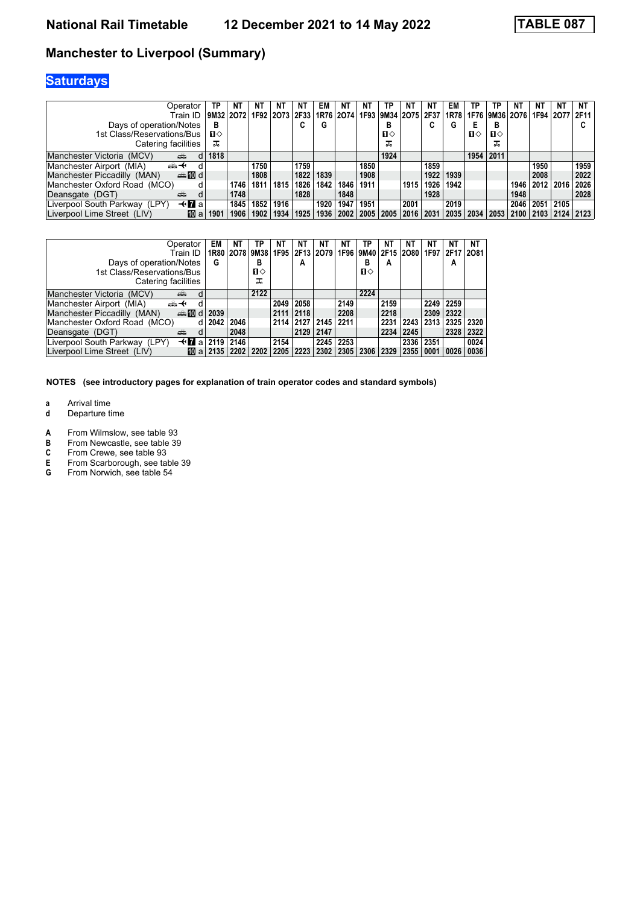# National Rail Timetable 12 December 2021 to 14 May 2022 TABLE 087

## Manchester to Liverpool (Summary)

## Saturdays

| Operator | | TP | NT | NT | NT | NT | EM | NT | NT | TP | NT | NT | EM | TP | TP | NT | NT | NT | NT |
|---|---|---|---|---|---|---|---|---|---|---|---|---|---|---|---|---|---|---|---|
| Train ID | | 9M32 | 2O72 | 1F92 | 2O73 | 2F33 | 1R76 | 2O74 | 1F93 | 9M34 | 2O75 | 2F37 | 1R78 | 1F76 | 9M36 | 2O76 | 1F94 | 2O77 | 2F11 |
| Days of operation/Notes | | B | | | | C | G | | | B | | C | G | E | B | | | | C |
| 1st Class/Reservations/Bus | | ■◇ | | | | | | | | ■◇ | | | | ■◇ | ■◇ | | | | |
| Catering facilities | | ⚹ | | | | | | | | ⚹ | | | | | ⚹ | | | | |
| Manchester Victoria (MCV) | d | 1818 | | | | | | | | 1924 | | | | 1954 | 2011 | | | | |
| Manchester Airport (MIA) | d | | | 1750 | | 1759 | | | 1850 | | | 1859 | | | | | 1950 | | 1959 |
| Manchester Piccadilly (MAN) | d | | | 1808 | | 1822 | 1839 | | 1908 | | | 1922 | 1939 | | | | 2008 | | 2022 |
| Manchester Oxford Road (MCO) | d | | 1746 | 1811 | 1815 | 1826 | 1842 | 1846 | 1911 | | 1915 | 1926 | 1942 | | | 1946 | 2012 | 2016 | 2026 |
| Deansgate (DGT) | d | | 1748 | | | 1828 | | 1848 | | | | 1928 | | | | 1948 | | | 2028 |
| Liverpool South Parkway (LPY) | a | | 1845 | 1852 | 1916 | | 1920 | 1947 | 1951 | | 2001 | | 2019 | | | 2046 | 2051 | 2105 | |
| Liverpool Lime Street (LIV) | a | 1901 | 1906 | 1902 | 1934 | 1925 | 1936 | 2002 | 2005 | 2005 | 2016 | 2031 | 2035 | 2034 | 2053 | 2100 | 2103 | 2124 | 2123 |

| Operator | | EM | NT | TP | NT | NT | NT | NT | TP | NT | NT | NT | NT | NT |
|---|---|---|---|---|---|---|---|---|---|---|---|---|---|---|
| Train ID | | 1R80 | 2O78 | 9M38 | 1F95 | 2F13 | 2O79 | 1F96 | 9M40 | 2F15 | 2O80 | 1F97 | 2F17 | 2O81 |
| Days of operation/Notes | | G | | B | | A | | | B | A | | | A | |
| 1st Class/Reservations/Bus | | | | ■◇ | | | | | ■◇ | | | | | |
| Catering facilities | | | | ⚹ | | | | | | | | | | |
| Manchester Victoria (MCV) | d | | | 2122 | | | | | 2224 | | | | | |
| Manchester Airport (MIA) | d | | | | 2049 | 2058 | | 2149 | | 2159 | | 2249 | 2259 | |
| Manchester Piccadilly (MAN) | d | 2039 | | | 2111 | 2118 | | 2208 | | 2218 | | 2309 | 2322 | |
| Manchester Oxford Road (MCO) | d | 2042 | 2046 | | 2114 | 2127 | 2145 | 2211 | | 2231 | 2243 | 2313 | 2325 | 2320 |
| Deansgate (DGT) | d | | 2048 | | | 2129 | 2147 | | | 2234 | 2245 | | 2328 | 2322 |
| Liverpool South Parkway (LPY) | a | 2119 | 2146 | | 2154 | | 2245 | 2253 | | | 2336 | 2351 | | 0024 |
| Liverpool Lime Street (LIV) | a | 2135 | 2202 | 2202 | 2205 | 2223 | 2302 | 2305 | 2306 | 2329 | 2355 | 0001 | 0026 | 0036 |

**NOTES (see introductory pages for explanation of train operator codes and standard symbols)**

- **a** Arrival time
- **d** Departure time

- **A** From Wilmslow, see table 93
- **B** From Newcastle, see table 39
- **C** From Crewe, see table 93
- **E** From Scarborough, see table 39
- **G** From Norwich, see table 54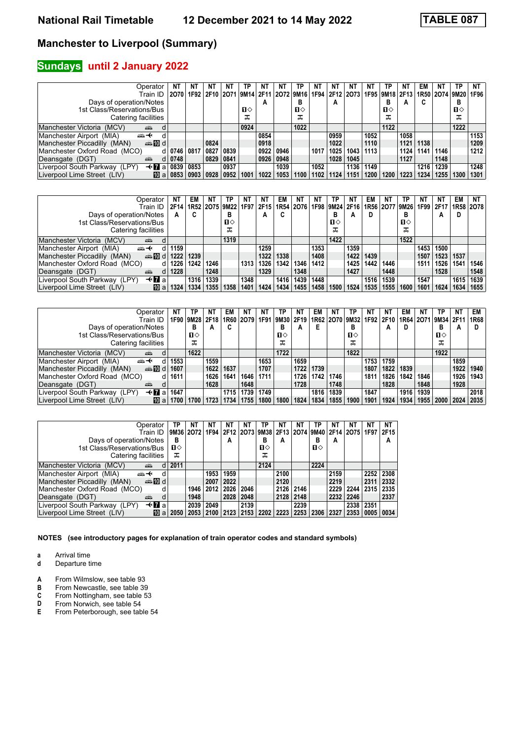National Rail Timetable 12 December 2021 to 14 May 2022 **TABLE 087**

## Manchester to Liverpool (Summary)

### Sundays until 2 January 2022

| Operator | | NT | NT | NT | NT | TP | NT | NT | TP | NT | NT | NT | NT | TP | NT | EM | NT | TP | NT |
|---|---|---|---|---|---|---|---|---|---|---|---|---|---|---|---|---|---|---|---|
| Train ID | | 2O70 | 1F92 | 2F10 | 2O71 | 9M14 | 2F11 | 2O72 | 9M16 | 1F94 | 2F12 | 2O73 | 1F95 | 9M18 | 2F13 | 1R50 | 2O74 | 9M20 | 1F96 |
| Days of operation/Notes | | | | | | | A | | B | | A | | | B | A | C | | B | |
| 1st Class/Reservations/Bus | | | | | | 1◇ | | | 1◇ | | | | | 1◇ | | | | 1◇ | |
| Catering facilities | | | | | | ⚹ | | | ⚹ | | | | | ⚹ | | | | ⚹ | |
| Manchester Victoria (MCV) | d | | | | | 0924 | | | 1022 | | | | | 1122 | | | | 1222 | |
| Manchester Airport (MIA) | d | | | 0824 | | | 0854 | | | | 0959 | | 1052 | | 1058 | | | | 1153 |
| Manchester Piccadilly (MAN) | d | | | | | | 0918 | | | | 1022 | | 1110 | | 1121 | 1138 | | | 1209 |
| Manchester Oxford Road (MCO) | d | 0746 | 0817 | 0827 | 0839 | | 0922 | 0946 | | 1017 | 1025 | 1043 | 1113 | | 1124 | 1141 | 1146 | | 1212 |
| Deansgate (DGT) | d | 0748 | | 0829 | 0841 | | 0926 | 0948 | | | 1028 | 1045 | | | 1127 | | 1148 | | |
| Liverpool South Parkway (LPY) | a | 0839 | 0853 | | 0937 | | | 1039 | | 1052 | | 1136 | 1149 | | | 1216 | 1239 | | 1248 |
| Liverpool Lime Street (LIV) | a | 0853 | 0903 | 0928 | 0952 | 1001 | 1022 | 1053 | 1100 | 1102 | 1124 | 1151 | 1200 | 1200 | 1223 | 1234 | 1255 | 1300 | 1301 |

| Operator | | NT | EM | NT | TP | NT | NT | EM | NT | NT | TP | NT | EM | NT | TP | NT | NT | EM | NT |
|---|---|---|---|---|---|---|---|---|---|---|---|---|---|---|---|---|---|---|---|
| Train ID | | 2F14 | 1R52 | 2O75 | 9M22 | 1F97 | 2F15 | 1R54 | 2O76 | 1F98 | 9M24 | 2F16 | 1R56 | 2O77 | 9M26 | 1F99 | 2F17 | 1R58 | 2O78 |
| Days of operation/Notes | | A | C | | B | | A | C | | | B | A | D | | B | | A | D | |
| 1st Class/Reservations/Bus | | | | | 1◇ | | | | | | 1◇ | | | | 1◇ | | | | |
| Catering facilities | | | | | ⚹ | | | | | | ⚹ | | | | ⚹ | | | | |
| Manchester Victoria (MCV) | d | | | | 1319 | | | | | | 1422 | | | | 1522 | | | | |
| Manchester Airport (MIA) | d | 1159 | | | | | 1259 | | | 1353 | | 1359 | | | | 1453 | 1500 | | |
| Manchester Piccadilly (MAN) | d | 1222 | 1239 | | | | 1322 | 1338 | | 1408 | | 1422 | 1439 | | | 1507 | 1523 | 1537 | |
| Manchester Oxford Road (MCO) | d | 1226 | 1242 | 1246 | | 1313 | 1326 | 1342 | 1346 | 1412 | | 1425 | 1442 | 1446 | | 1511 | 1526 | 1541 | 1546 |
| Deansgate (DGT) | d | 1228 | | 1248 | | | 1329 | | 1348 | | | 1427 | | 1448 | | | 1528 | | 1548 |
| Liverpool South Parkway (LPY) | a | | 1316 | 1339 | | 1348 | | 1416 | 1439 | 1448 | | | 1516 | 1539 | | 1547 | | 1615 | 1639 |
| Liverpool Lime Street (LIV) | a | 1324 | 1334 | 1355 | 1358 | 1401 | 1424 | 1434 | 1455 | 1458 | 1500 | 1524 | 1535 | 1555 | 1600 | 1601 | 1624 | 1634 | 1655 |

| Operator | | NT | TP | NT | EM | NT | NT | TP | NT | EM | NT | TP | NT | NT | EM | NT | TP | NT | EM |
|---|---|---|---|---|---|---|---|---|---|---|---|---|---|---|---|---|---|---|---|
| Train ID | | 1F90 | 9M28 | 2F18 | 1R60 | 2O79 | 1F91 | 9M30 | 2F19 | 1R62 | 2O70 | 9M32 | 1F92 | 2F10 | 1R64 | 2O71 | 9M34 | 2F11 | 1R68 |
| Days of operation/Notes | | | B | A | C | | | B | A | E | | B | | A | D | | B | A | D |
| 1st Class/Reservations/Bus | | | 1◇ | | | | | 1◇ | | | | 1◇ | | | | | 1◇ | | |
| Catering facilities | | | ⚹ | | | | | ⚹ | | | | ⚹ | | | | | ⚹ | | |
| Manchester Victoria (MCV) | d | | 1622 | | | | | 1722 | | | | 1822 | | | | | 1922 | | |
| Manchester Airport (MIA) | d | 1553 | | 1559 | | | 1653 | | 1659 | | | | 1753 | 1759 | | | | 1859 | |
| Manchester Piccadilly (MAN) | d | 1607 | | 1622 | 1637 | | 1707 | | 1722 | 1739 | | | 1807 | 1822 | 1839 | | | 1922 | 1940 |
| Manchester Oxford Road (MCO) | d | 1611 | | 1626 | 1641 | 1646 | 1711 | | 1726 | 1742 | 1746 | | 1811 | 1826 | 1842 | 1846 | | 1926 | 1943 |
| Deansgate (DGT) | d | | | 1628 | | 1648 | | | 1728 | | 1748 | | | 1828 | | 1848 | | 1928 | |
| Liverpool South Parkway (LPY) | a | 1647 | | | 1715 | 1739 | 1749 | | | 1816 | 1839 | | 1847 | | 1916 | 1939 | | | 2018 |
| Liverpool Lime Street (LIV) | a | 1700 | 1700 | 1723 | 1734 | 1755 | 1800 | 1800 | 1824 | 1834 | 1855 | 1900 | 1901 | 1924 | 1934 | 1955 | 2000 | 2024 | 2035 |

| Operator | | TP | NT | NT | NT | NT | TP | NT | NT | TP | NT | NT | NT | NT |
|---|---|---|---|---|---|---|---|---|---|---|---|---|---|---|
| Train ID | | 9M36 | 2O72 | 1F94 | 2F12 | 2O73 | 9M38 | 2F13 | 2O74 | 9M40 | 2F14 | 2O75 | 1F97 | 2F15 |
| Days of operation/Notes | | B | | | A | | B | A | | B | A | | | A |
| 1st Class/Reservations/Bus | | 1◇ | | | | | 1◇ | | | 1◇ | | | | |
| Catering facilities | | ⚹ | | | | | ⚹ | | | | | | | |
| Manchester Victoria (MCV) | d | 2011 | | | | | 2124 | | | 2224 | | | | |
| Manchester Airport (MIA) | d | | | 1953 | 1959 | | | 2100 | | | 2159 | | 2252 | 2308 |
| Manchester Piccadilly (MAN) | d | | | 2007 | 2022 | | | 2120 | | | 2219 | | 2311 | 2332 |
| Manchester Oxford Road (MCO) | d | | 1946 | 2012 | 2026 | 2046 | | 2126 | 2146 | | 2229 | 2244 | 2315 | 2335 |
| Deansgate (DGT) | d | | 1948 | | 2028 | 2048 | | 2128 | 2148 | | 2232 | 2246 | | 2337 |
| Liverpool South Parkway (LPY) | a | | 2039 | 2049 | | 2139 | | | 2239 | | | 2338 | 2351 | |
| Liverpool Lime Street (LIV) | a | 2050 | 2053 | 2100 | 2123 | 2153 | 2202 | 2223 | 2253 | 2306 | 2327 | 2353 | 0005 | 0034 |

**NOTES (see introductory pages for explanation of train operator codes and standard symbols)**

- **a** Arrival time
- **d** Departure time

- **A** From Wilmslow, see table 93
- **B** From Newcastle, see table 39
- **C** From Nottingham, see table 53
- **D** From Norwich, see table 54
- **E** From Peterborough, see table 54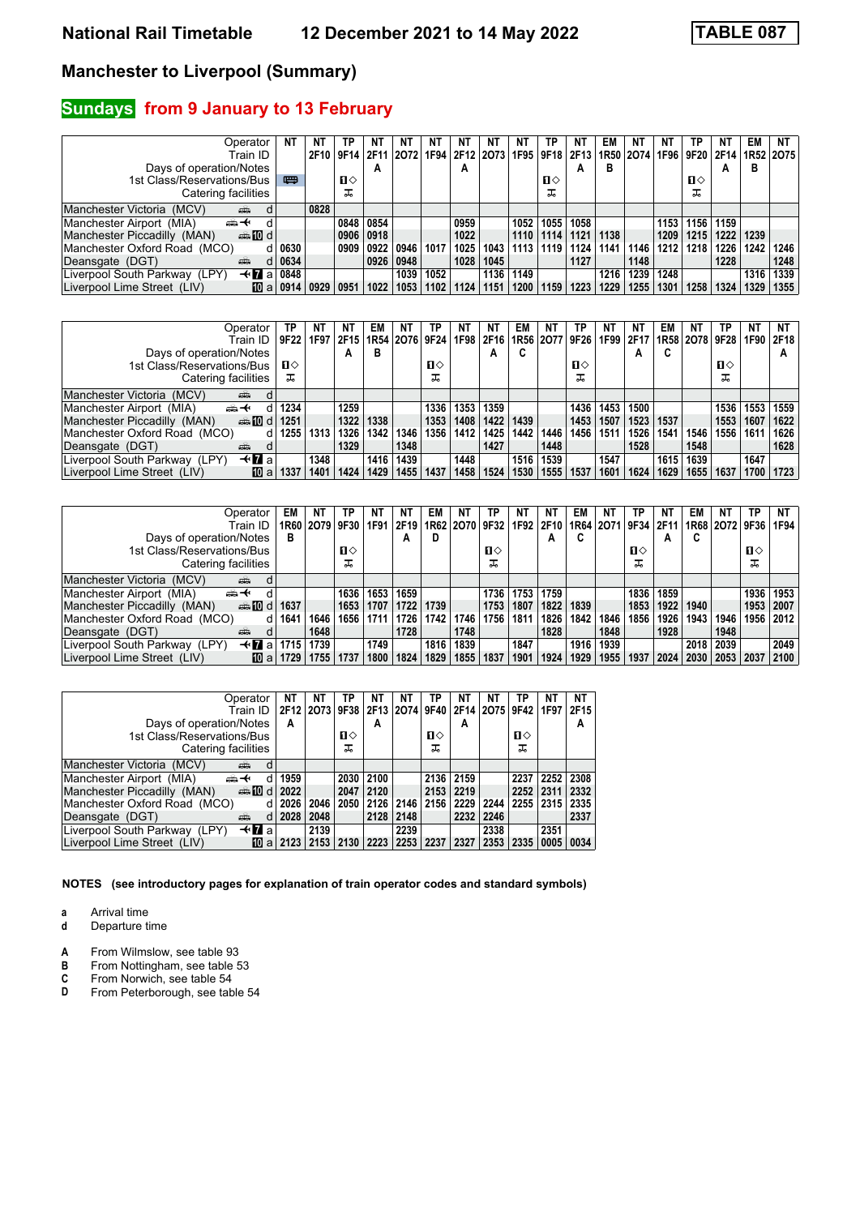# Manchester to Liverpool (Summary)

National Rail Timetable — 12 December 2021 to 14 May 2022 — TABLE 087

## Sundays from 9 January to 13 February

| Operator | | NT | NT | TP | NT | NT | NT | NT | NT | NT | TP | NT | EM | NT | NT | TP | NT | EM | NT |
|---|---|---|---|---|---|---|---|---|---|---|---|---|---|---|---|---|---|---|---|
| Train ID | | | 2F10 | 9F14 | 2F11 | 2O72 | 1F94 | 2F12 | 2O73 | 1F95 | 9F18 | 2F13 | 1R50 | 2O74 | 1F96 | 9F20 | 2F14 | 1R52 | 2O75 |
| Days of operation/Notes | | | | | A | | | A | | | | A | B | | | | A | B | |
| 1st Class/Reservations/Bus | | Bus | | ■◇ | | | | | | | ■◇ | | | | | ■◇ | | | |
| Catering facilities | | | | ⚹ | | | | | | | ⚹ | | | | | ⚹ | | | |
| Manchester Victoria (MCV) | d | | 0828 | | | | | | | | | | | | | | | | |
| Manchester Airport (MIA) | d | | | 0848 | 0854 | | | 0959 | | 1052 | 1055 | 1058 | | | 1153 | 1156 | 1159 | | |
| Manchester Piccadilly (MAN) | d | | | 0906 | 0918 | | | 1022 | | 1110 | 1114 | 1121 | 1138 | | 1209 | 1215 | 1222 | 1239 | |
| Manchester Oxford Road (MCO) | d | 0630 | | 0909 | 0922 | 0946 | 1017 | 1025 | 1043 | 1113 | 1119 | 1124 | 1141 | 1146 | 1212 | 1218 | 1226 | 1242 | 1246 |
| Deansgate (DGT) | d | 0634 | | | 0926 | 0948 | | 1028 | 1045 | | | 1127 | | 1148 | | | 1228 | | 1248 |
| Liverpool South Parkway (LPY) | a | 0848 | | | | 1039 | 1052 | | 1136 | 1149 | | | 1216 | 1239 | 1248 | | | 1316 | 1339 |
| Liverpool Lime Street (LIV) | a | 0914 | 0929 | 0951 | 1022 | 1053 | 1102 | 1124 | 1151 | 1200 | 1159 | 1223 | 1229 | 1255 | 1301 | 1258 | 1324 | 1329 | 1355 |

| Operator | | TP | NT | NT | EM | NT | TP | NT | NT | EM | NT | TP | NT | NT | EM | NT | TP | NT | NT |
|---|---|---|---|---|---|---|---|---|---|---|---|---|---|---|---|---|---|---|---|
| Train ID | | 9F22 | 1F97 | 2F15 | 1R54 | 2O76 | 9F24 | 1F98 | 2F16 | 1R56 | 2O77 | 9F26 | 1F99 | 2F17 | 1R58 | 2O78 | 9F28 | 1F90 | 2F18 |
| Days of operation/Notes | | | | A | B | | | | A | C | | | | A | C | | | | A |
| 1st Class/Reservations/Bus | | ■◇ | | | | | ■◇ | | | | | ■◇ | | | | | ■◇ | | |
| Catering facilities | | ⚹ | | | | | ⚹ | | | | | ⚹ | | | | | ⚹ | | |
| Manchester Victoria (MCV) | d | | | | | | | | | | | | | | | | | | |
| Manchester Airport (MIA) | d | 1234 | | 1259 | | | 1336 | 1353 | 1359 | | | 1436 | 1453 | 1500 | | | 1536 | 1553 | 1559 |
| Manchester Piccadilly (MAN) | d | 1251 | | 1322 | 1338 | | 1353 | 1408 | 1422 | 1439 | | 1453 | 1507 | 1523 | 1537 | | 1553 | 1607 | 1622 |
| Manchester Oxford Road (MCO) | d | 1255 | 1313 | 1326 | 1342 | 1346 | 1356 | 1412 | 1425 | 1442 | 1446 | 1456 | 1511 | 1526 | 1541 | 1546 | 1556 | 1611 | 1626 |
| Deansgate (DGT) | d | | | 1329 | | 1348 | | | 1427 | | 1448 | | | 1528 | | 1548 | | | 1628 |
| Liverpool South Parkway (LPY) | a | | 1348 | | 1416 | 1439 | | 1448 | | 1516 | 1539 | | 1547 | | 1615 | 1639 | | 1647 | |
| Liverpool Lime Street (LIV) | a | 1337 | 1401 | 1424 | 1429 | 1455 | 1437 | 1458 | 1524 | 1530 | 1555 | 1537 | 1601 | 1624 | 1629 | 1655 | 1637 | 1700 | 1723 |

| Operator | | EM | NT | TP | NT | NT | EM | NT | TP | NT | NT | EM | NT | TP | NT | EM | NT | TP | NT |
|---|---|---|---|---|---|---|---|---|---|---|---|---|---|---|---|---|---|---|---|
| Train ID | | 1R60 | 2O79 | 9F30 | 1F91 | 2F19 | 1R62 | 2O70 | 9F32 | 1F92 | 2F10 | 1R64 | 2O71 | 9F34 | 2F11 | 1R68 | 2O72 | 9F36 | 1F94 |
| Days of operation/Notes | | B | | | | A | D | | | | A | C | | | A | C | | | |
| 1st Class/Reservations/Bus | | | | ■◇ | | | | | ■◇ | | | | | ■◇ | | | | ■◇ | |
| Catering facilities | | | | ⚹ | | | | | ⚹ | | | | | ⚹ | | | | ⚹ | |
| Manchester Victoria (MCV) | d | | | | | | | | | | | | | | | | | | |
| Manchester Airport (MIA) | d | | | 1636 | 1653 | 1659 | | | 1736 | 1753 | 1759 | | | 1836 | 1859 | | | 1936 | 1953 |
| Manchester Piccadilly (MAN) | d | 1637 | | 1653 | 1707 | 1722 | 1739 | | 1753 | 1807 | 1822 | 1839 | | 1853 | 1922 | 1940 | | 1953 | 2007 |
| Manchester Oxford Road (MCO) | d | 1641 | 1646 | 1656 | 1711 | 1726 | 1742 | 1746 | 1756 | 1811 | 1826 | 1842 | 1846 | 1856 | 1926 | 1943 | 1946 | 1956 | 2012 |
| Deansgate (DGT) | d | | 1648 | | | 1728 | | 1748 | | | 1828 | | 1848 | | 1928 | | 1948 | | |
| Liverpool South Parkway (LPY) | a | 1715 | 1739 | | 1749 | | 1816 | 1839 | | 1847 | | 1916 | 1939 | | | 2018 | 2039 | | 2049 |
| Liverpool Lime Street (LIV) | a | 1729 | 1755 | 1737 | 1800 | 1824 | 1829 | 1855 | 1837 | 1901 | 1924 | 1929 | 1955 | 1937 | 2024 | 2030 | 2053 | 2037 | 2100 |

| Operator | | NT | NT | TP | NT | NT | TP | NT | NT | TP | NT | NT |
|---|---|---|---|---|---|---|---|---|---|---|---|---|
| Train ID | | 2F12 | 2O73 | 9F38 | 2F13 | 2O74 | 9F40 | 2F14 | 2O75 | 9F42 | 1F97 | 2F15 |
| Days of operation/Notes | | A | | | A | | | A | | | | A |
| 1st Class/Reservations/Bus | | | | ■◇ | | | ■◇ | | | ■◇ | | |
| Catering facilities | | | | ⚹ | | | ⚹ | | | ⚹ | | |
| Manchester Victoria (MCV) | d | | | | | | | | | | | |
| Manchester Airport (MIA) | d | 1959 | | 2030 | 2100 | | 2136 | 2159 | | 2237 | 2252 | 2308 |
| Manchester Piccadilly (MAN) | d | 2022 | | 2047 | 2120 | | 2153 | 2219 | | 2252 | 2311 | 2332 |
| Manchester Oxford Road (MCO) | d | 2026 | 2046 | 2050 | 2126 | 2146 | 2156 | 2229 | 2244 | 2255 | 2315 | 2335 |
| Deansgate (DGT) | d | 2028 | 2048 | | 2128 | 2148 | | 2232 | 2246 | | | 2337 |
| Liverpool South Parkway (LPY) | a | | 2139 | | | 2239 | | | 2338 | | 2351 | |
| Liverpool Lime Street (LIV) | a | 2123 | 2153 | 2130 | 2223 | 2253 | 2237 | 2327 | 2353 | 2335 | 0005 | 0034 |

**NOTES (see introductory pages for explanation of train operator codes and standard symbols)**

- **a** Arrival time
- **d** Departure time

- **A** From Wilmslow, see table 93
- **B** From Nottingham, see table 53
- **C** From Norwich, see table 54
- **D** From Peterborough, see table 54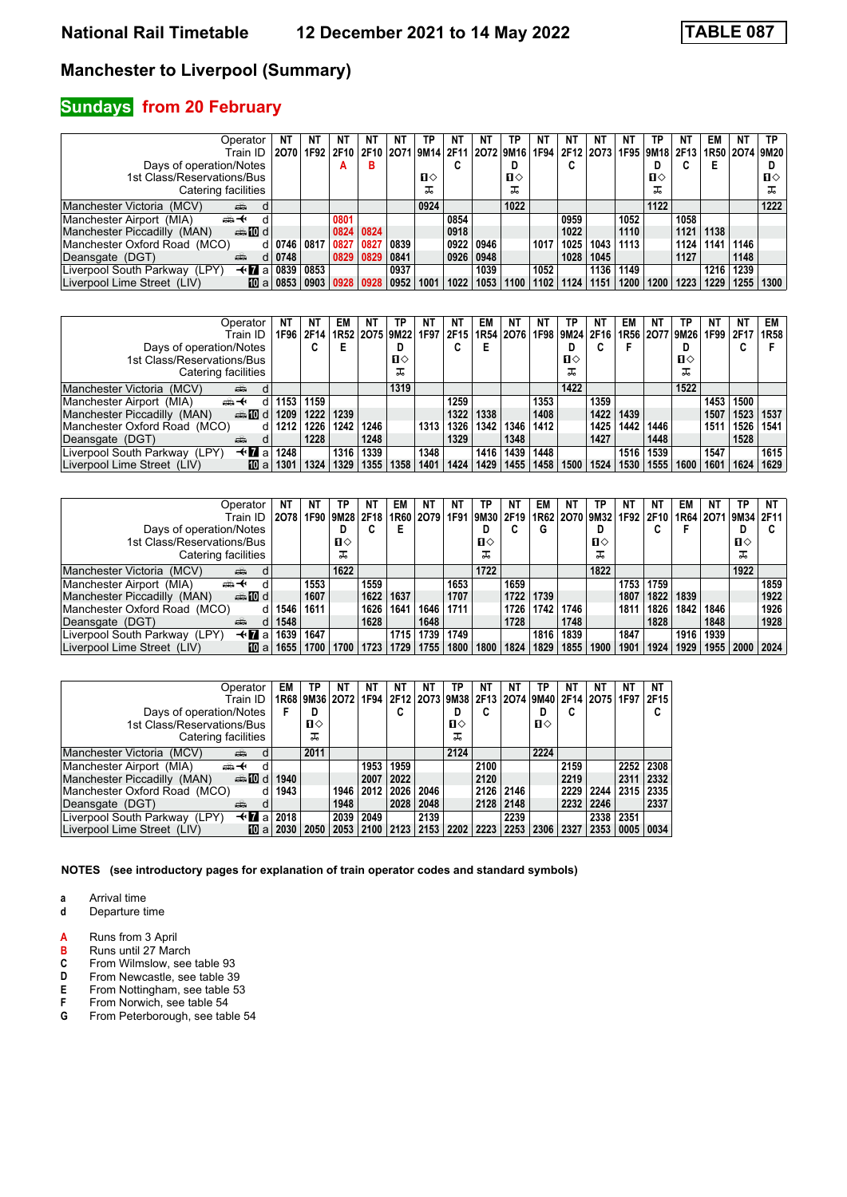# National Rail Timetable — 12 December 2021 to 14 May 2022 — TABLE 087

## Manchester to Liverpool (Summary)

### Sundays from 20 February

| Operator | | NT | NT | NT | NT | NT | TP | NT | NT | TP | NT | NT | NT | NT | TP | NT | EM | NT | TP |
|---|---|---|---|---|---|---|---|---|---|---|---|---|---|---|---|---|---|---|---|
| Train ID | | 2O70 | 1F92 | 2F10 | 2F10 | 2O71 | 9M14 | 2F11 | 2O72 | 9M16 | 1F94 | 2F12 | 2O73 | 1F95 | 9M18 | 2F13 | 1R50 | 2O74 | 9M20 |
| Days of operation/Notes | | | | A | B | | | C | | D | | C | | | D | C | E | | D |
| 1st Class/Reservations/Bus | | | | | | | 1◇ | | | 1◇ | | | | | 1◇ | | | | 1◇ |
| Catering facilities | | | | | | | 🍴 | | | 🍴 | | | | | 🍴 | | | | 🍴 |
| Manchester Victoria (MCV) 🚌 | d | | | | | | 0924 | | | 1022 | | | | | 1122 | | | | 1222 |
| Manchester Airport (MIA) 🚌✈ | d | | | 0801 | | | | 0854 | | | | 0959 | | 1052 | | 1058 | | | |
| Manchester Piccadilly (MAN) 🚌 10 | d | | | 0824 | 0824 | | | 0918 | | | | 1022 | | 1110 | | 1121 | 1138 | | |
| Manchester Oxford Road (MCO) | d | 0746 | 0817 | 0827 | 0827 | 0839 | | 0922 | 0946 | | 1017 | 1025 | 1043 | 1113 | | 1124 | 1141 | 1146 | |
| Deansgate (DGT) 🚌 | d | 0748 | | 0829 | 0829 | 0841 | | 0926 | 0948 | | | 1028 | 1045 | | | 1127 | | 1148 | |
| Liverpool South Parkway (LPY) ✈ 7 | a | 0839 | 0853 | | | 0937 | | | 1039 | | 1052 | | 1136 | 1149 | | | 1216 | 1239 | |
| Liverpool Lime Street (LIV) 10 | a | 0853 | 0903 | 0928 | 0928 | 0952 | 1001 | 1022 | 1053 | 1100 | 1102 | 1124 | 1151 | 1200 | 1200 | 1223 | 1229 | 1255 | 1300 |

| Operator | | NT | NT | EM | NT | TP | NT | NT | EM | NT | NT | TP | NT | EM | NT | TP | NT | NT | EM |
|---|---|---|---|---|---|---|---|---|---|---|---|---|---|---|---|---|---|---|---|
| Train ID | | 1F96 | 2F14 | 1R52 | 2O75 | 9M22 | 1F97 | 2F15 | 1R54 | 2O76 | 1F98 | 9M24 | 2F16 | 1R56 | 2O77 | 9M26 | 1F99 | 2F17 | 1R58 |
| Days of operation/Notes | | | C | E | | D | | C | E | | | D | C | F | | D | | C | F |
| 1st Class/Reservations/Bus | | | | | | 1◇ | | | | | | 1◇ | | | | 1◇ | | | |
| Catering facilities | | | | | | 🍴 | | | | | | 🍴 | | | | 🍴 | | | |
| Manchester Victoria (MCV) 🚌 | d | | | | | 1319 | | | | | | 1422 | | | | 1522 | | | |
| Manchester Airport (MIA) 🚌✈ | d | 1153 | 1159 | | | | | 1259 | | | 1353 | | 1359 | | | | 1453 | 1500 | |
| Manchester Piccadilly (MAN) 🚌 10 | d | 1209 | 1222 | 1239 | | | | 1322 | 1338 | | 1408 | | 1422 | 1439 | | | 1507 | 1523 | 1537 |
| Manchester Oxford Road (MCO) | d | 1212 | 1226 | 1242 | 1246 | | 1313 | 1326 | 1342 | 1346 | 1412 | | 1425 | 1442 | 1446 | | 1511 | 1526 | 1541 |
| Deansgate (DGT) 🚌 | d | | 1228 | | 1248 | | | 1329 | | 1348 | | | 1427 | | 1448 | | | 1528 | |
| Liverpool South Parkway (LPY) ✈ 7 | a | 1248 | | 1316 | 1339 | | 1348 | | 1416 | 1439 | 1448 | | | 1516 | 1539 | | 1547 | | 1615 |
| Liverpool Lime Street (LIV) 10 | a | 1301 | 1324 | 1329 | 1355 | 1358 | 1401 | 1424 | 1429 | 1455 | 1458 | 1500 | 1524 | 1530 | 1555 | 1600 | 1601 | 1624 | 1629 |

| Operator | | NT | NT | TP | NT | EM | NT | NT | TP | NT | EM | NT | TP | NT | NT | EM | NT | TP | NT |
|---|---|---|---|---|---|---|---|---|---|---|---|---|---|---|---|---|---|---|---|
| Train ID | | 2O78 | 1F90 | 9M28 | 2F18 | 1R60 | 2O79 | 1F91 | 9M30 | 2F19 | 1R62 | 2O70 | 9M32 | 1F92 | 2F10 | 1R64 | 2O71 | 9M34 | 2F11 |
| Days of operation/Notes | | | | D | C | E | | | D | C | G | | D | | C | F | | D | C |
| 1st Class/Reservations/Bus | | | | 1◇ | | | | | 1◇ | | | | 1◇ | | | | | 1◇ | |
| Catering facilities | | | | 🍴 | | | | | 🍴 | | | | 🍴 | | | | | 🍴 | |
| Manchester Victoria (MCV) 🚌 | d | | | 1622 | | | | | 1722 | | | | 1822 | | | | | 1922 | |
| Manchester Airport (MIA) 🚌✈ | d | | 1553 | | 1559 | | | 1653 | | 1659 | | | | 1753 | 1759 | | | | 1859 |
| Manchester Piccadilly (MAN) 🚌 10 | d | | 1607 | | 1622 | 1637 | | 1707 | | 1722 | 1739 | | | 1807 | 1822 | 1839 | | | 1922 |
| Manchester Oxford Road (MCO) | d | 1546 | 1611 | | 1626 | 1641 | 1646 | 1711 | | 1726 | 1742 | 1746 | | 1811 | 1826 | 1842 | 1846 | | 1926 |
| Deansgate (DGT) 🚌 | d | 1548 | | | 1628 | | 1648 | | | 1728 | | 1748 | | | 1828 | | 1848 | | 1928 |
| Liverpool South Parkway (LPY) ✈ 7 | a | 1639 | 1647 | | | 1715 | 1739 | 1749 | | | 1816 | 1839 | | 1847 | | 1916 | 1939 | | |
| Liverpool Lime Street (LIV) 10 | a | 1655 | 1700 | 1700 | 1723 | 1729 | 1755 | 1800 | 1800 | 1824 | 1829 | 1855 | 1900 | 1901 | 1924 | 1929 | 1955 | 2000 | 2024 |

| Operator | | EM | TP | NT | NT | NT | NT | TP | NT | NT | TP | NT | NT | NT | NT |
|---|---|---|---|---|---|---|---|---|---|---|---|---|---|---|---|
| Train ID | | 1R68 | 9M36 | 2O72 | 1F94 | 2F12 | 2O73 | 9M38 | 2F13 | 2O74 | 9M40 | 2F14 | 2O75 | 1F97 | 2F15 |
| Days of operation/Notes | | F | D | | | C | | D | C | | D | C | | | C |
| 1st Class/Reservations/Bus | | | 1◇ | | | | | 1◇ | | | 1◇ | | | | |
| Catering facilities | | | 🍴 | | | | | 🍴 | | | | | | | |
| Manchester Victoria (MCV) 🚌 | d | | 2011 | | | | | 2124 | | | 2224 | | | | |
| Manchester Airport (MIA) 🚌✈ | d | | | | 1953 | 1959 | | | 2100 | | | 2159 | | 2252 | 2308 |
| Manchester Piccadilly (MAN) 🚌 10 | d | 1940 | | | 2007 | 2022 | | | 2120 | | | 2219 | | 2311 | 2332 |
| Manchester Oxford Road (MCO) | d | 1943 | | 1946 | 2012 | 2026 | 2046 | | 2126 | 2146 | | 2229 | 2244 | 2315 | 2335 |
| Deansgate (DGT) 🚌 | d | | | 1948 | | 2028 | 2048 | | 2128 | 2148 | | 2232 | 2246 | | 2337 |
| Liverpool South Parkway (LPY) ✈ 7 | a | 2018 | | 2039 | 2049 | | 2139 | | | 2239 | | | 2338 | 2351 | |
| Liverpool Lime Street (LIV) 10 | a | 2030 | 2050 | 2053 | 2100 | 2123 | 2153 | 2202 | 2223 | 2253 | 2306 | 2327 | 2353 | 0005 | 0034 |

**NOTES (see introductory pages for explanation of train operator codes and standard symbols)**

- **a** Arrival time
- **d** Departure time

- **A** Runs from 3 April
- **B** Runs until 27 March
- **C** From Wilmslow, see table 93
- **D** From Newcastle, see table 39
- **E** From Nottingham, see table 53
- **F** From Norwich, see table 54
- **G** From Peterborough, see table 54